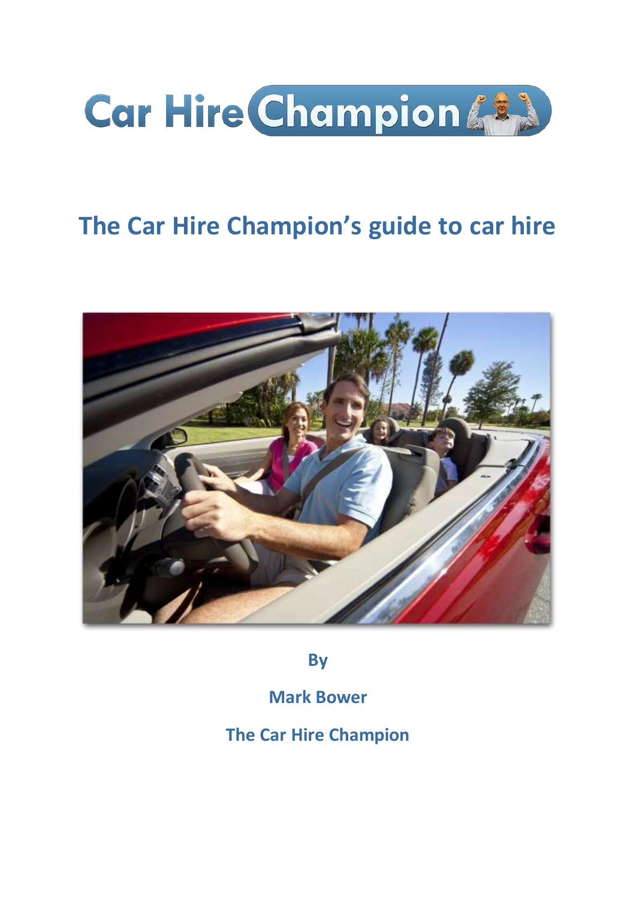Car Hire Champion

# The Car Hire Champion's guide to car hire

**By**

**Mark Bower**

**The Car Hire Champion**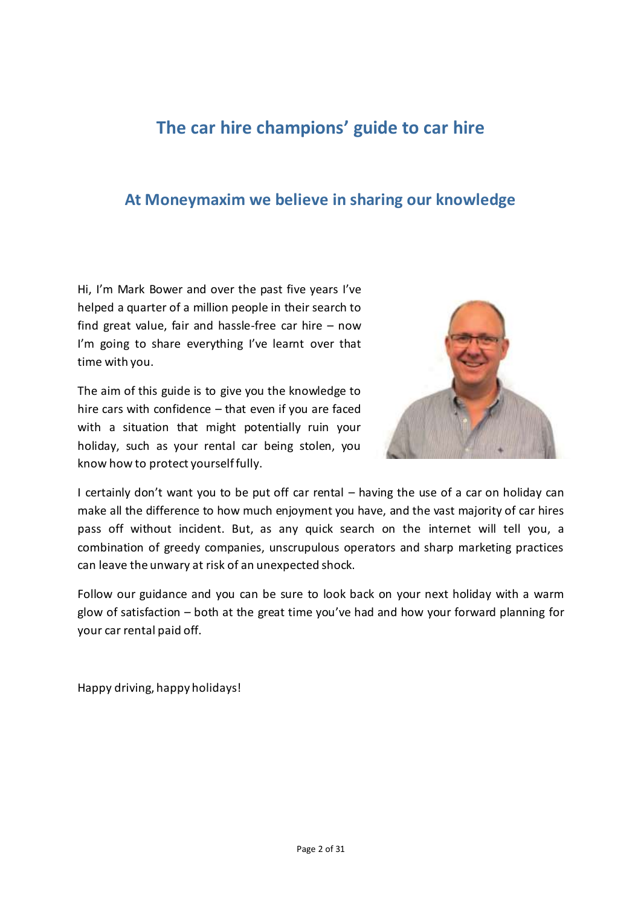# The car hire champions' guide to car hire

## At Moneymaxim we believe in sharing our knowledge

Hi, I'm Mark Bower and over the past five years I've helped a quarter of a million people in their search to find great value, fair and hassle-free car hire – now I'm going to share everything I've learnt over that time with you.

The aim of this guide is to give you the knowledge to hire cars with confidence – that even if you are faced with a situation that might potentially ruin your holiday, such as your rental car being stolen, you know how to protect yourself fully.

I certainly don't want you to be put off car rental – having the use of a car on holiday can make all the difference to how much enjoyment you have, and the vast majority of car hires pass off without incident. But, as any quick search on the internet will tell you, a combination of greedy companies, unscrupulous operators and sharp marketing practices can leave the unwary at risk of an unexpected shock.

Follow our guidance and you can be sure to look back on your next holiday with a warm glow of satisfaction – both at the great time you've had and how your forward planning for your car rental paid off.

Happy driving, happy holidays!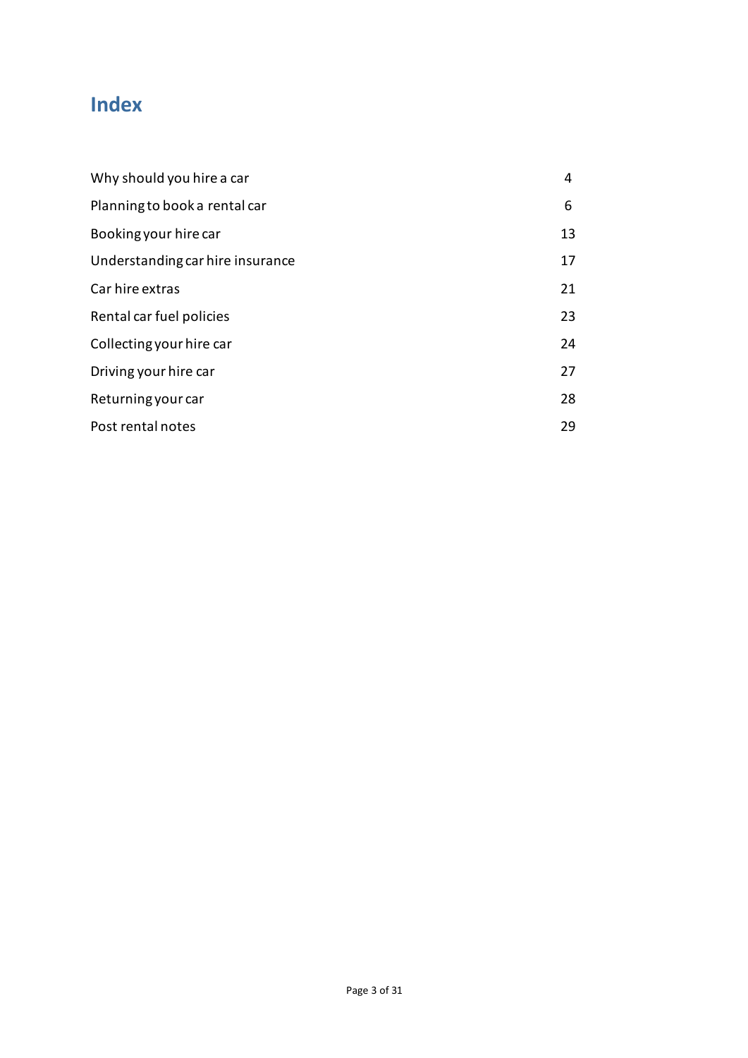# Index

| | |
|---|---|
| Why should you hire a car | 4 |
| Planning to book a rental car | 6 |
| Booking your hire car | 13 |
| Understanding car hire insurance | 17 |
| Car hire extras | 21 |
| Rental car fuel policies | 23 |
| Collecting your hire car | 24 |
| Driving your hire car | 27 |
| Returning your car | 28 |
| Post rental notes | 29 |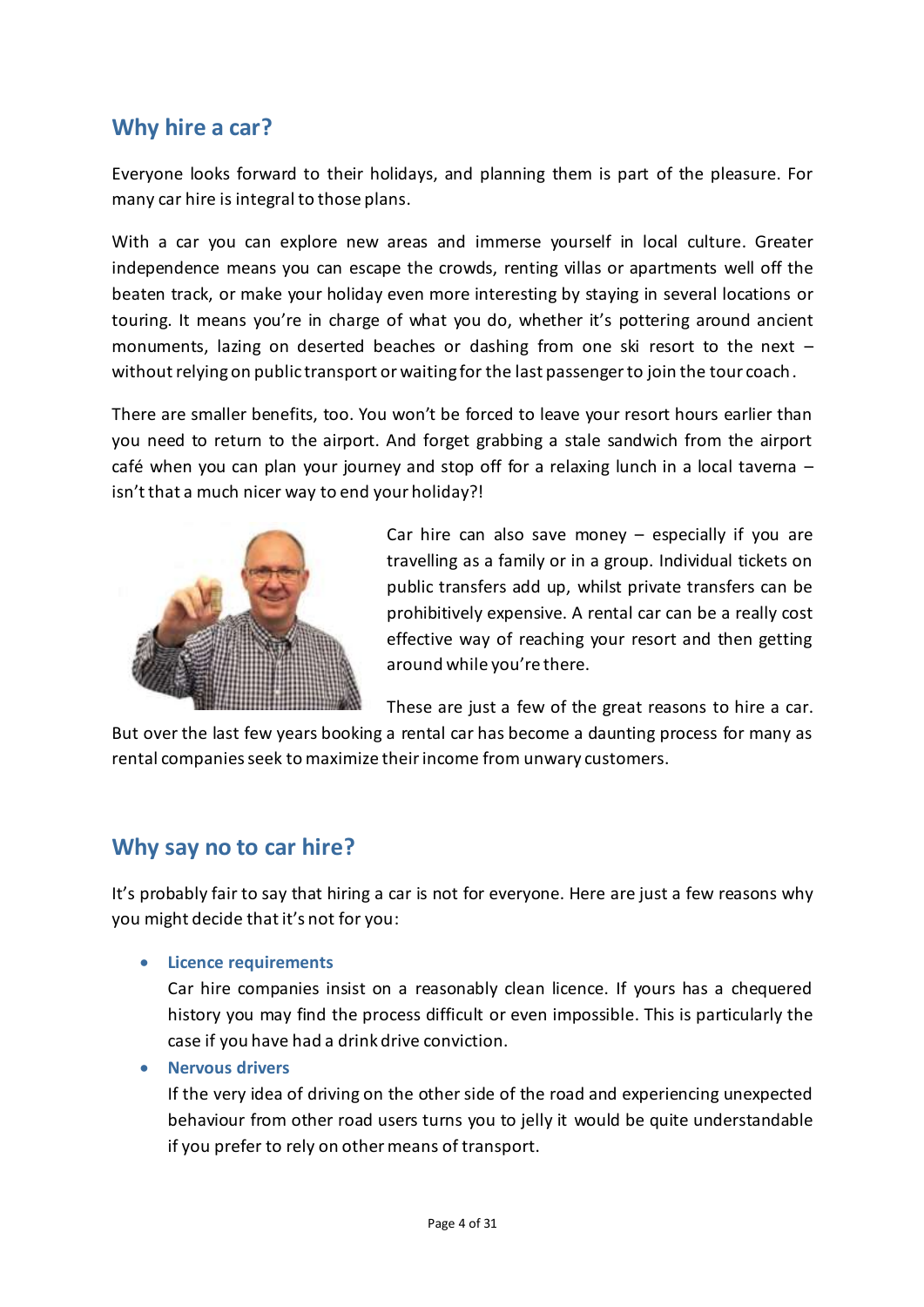## Why hire a car?

Everyone looks forward to their holidays, and planning them is part of the pleasure. For many car hire is integral to those plans.

With a car you can explore new areas and immerse yourself in local culture. Greater independence means you can escape the crowds, renting villas or apartments well off the beaten track, or make your holiday even more interesting by staying in several locations or touring. It means you're in charge of what you do, whether it's pottering around ancient monuments, lazing on deserted beaches or dashing from one ski resort to the next – without relying on public transport or waiting for the last passenger to join the tour coach.

There are smaller benefits, too. You won't be forced to leave your resort hours earlier than you need to return to the airport. And forget grabbing a stale sandwich from the airport café when you can plan your journey and stop off for a relaxing lunch in a local taverna – isn't that a much nicer way to end your holiday?!

Car hire can also save money – especially if you are travelling as a family or in a group. Individual tickets on public transfers add up, whilst private transfers can be prohibitively expensive. A rental car can be a really cost effective way of reaching your resort and then getting around while you're there.

These are just a few of the great reasons to hire a car. But over the last few years booking a rental car has become a daunting process for many as rental companies seek to maximize their income from unwary customers.

## Why say no to car hire?

It's probably fair to say that hiring a car is not for everyone. Here are just a few reasons why you might decide that it's not for you:

- **Licence requirements**
  Car hire companies insist on a reasonably clean licence. If yours has a chequered history you may find the process difficult or even impossible. This is particularly the case if you have had a drink drive conviction.
- **Nervous drivers**
  If the very idea of driving on the other side of the road and experiencing unexpected behaviour from other road users turns you to jelly it would be quite understandable if you prefer to rely on other means of transport.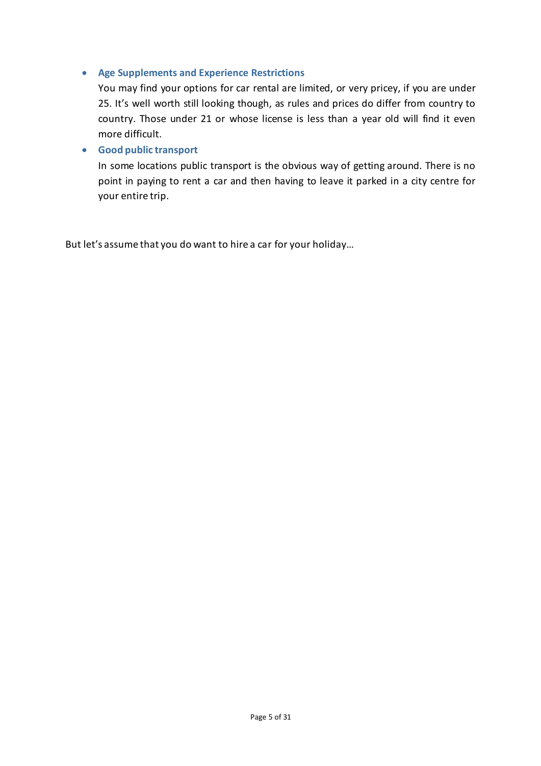- **Age Supplements and Experience Restrictions**
  You may find your options for car rental are limited, or very pricey, if you are under 25. It's well worth still looking though, as rules and prices do differ from country to country. Those under 21 or whose license is less than a year old will find it even more difficult.
- **Good public transport**
  In some locations public transport is the obvious way of getting around. There is no point in paying to rent a car and then having to leave it parked in a city centre for your entire trip.

But let's assume that you do want to hire a car for your holiday…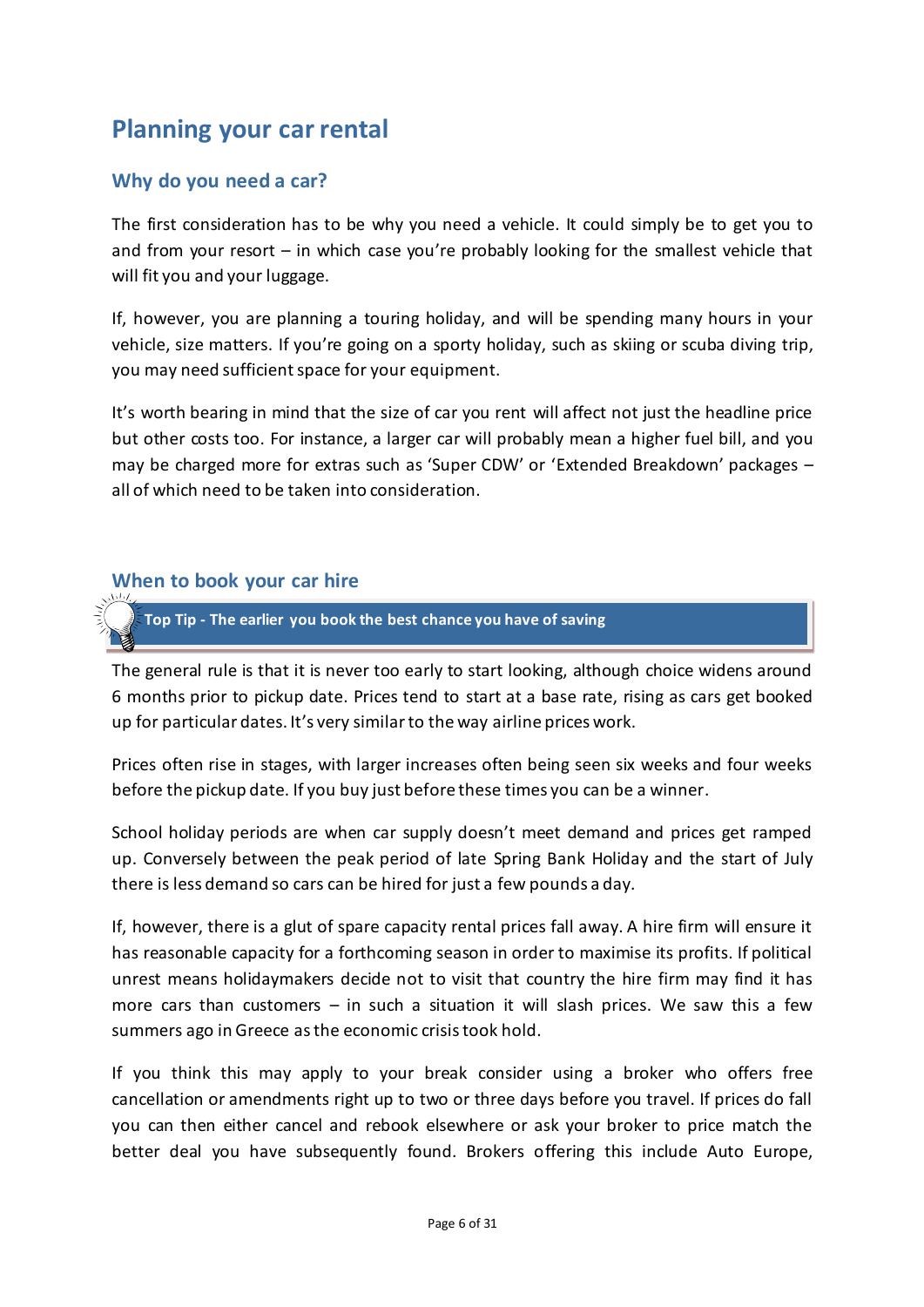# Planning your car rental

## Why do you need a car?

The first consideration has to be why you need a vehicle. It could simply be to get you to and from your resort – in which case you're probably looking for the smallest vehicle that will fit you and your luggage.

If, however, you are planning a touring holiday, and will be spending many hours in your vehicle, size matters. If you're going on a sporty holiday, such as skiing or scuba diving trip, you may need sufficient space for your equipment.

It's worth bearing in mind that the size of car you rent will affect not just the headline price but other costs too. For instance, a larger car will probably mean a higher fuel bill, and you may be charged more for extras such as 'Super CDW' or 'Extended Breakdown' packages – all of which need to be taken into consideration.

## When to book your car hire

**Top Tip - The earlier you book the best chance you have of saving**

The general rule is that it is never too early to start looking, although choice widens around 6 months prior to pickup date. Prices tend to start at a base rate, rising as cars get booked up for particular dates. It's very similar to the way airline prices work.

Prices often rise in stages, with larger increases often being seen six weeks and four weeks before the pickup date. If you buy just before these times you can be a winner.

School holiday periods are when car supply doesn't meet demand and prices get ramped up. Conversely between the peak period of late Spring Bank Holiday and the start of July there is less demand so cars can be hired for just a few pounds a day.

If, however, there is a glut of spare capacity rental prices fall away. A hire firm will ensure it has reasonable capacity for a forthcoming season in order to maximise its profits. If political unrest means holidaymakers decide not to visit that country the hire firm may find it has more cars than customers – in such a situation it will slash prices. We saw this a few summers ago in Greece as the economic crisis took hold.

If you think this may apply to your break consider using a broker who offers free cancellation or amendments right up to two or three days before you travel. If prices do fall you can then either cancel and rebook elsewhere or ask your broker to price match the better deal you have subsequently found. Brokers offering this include Auto Europe,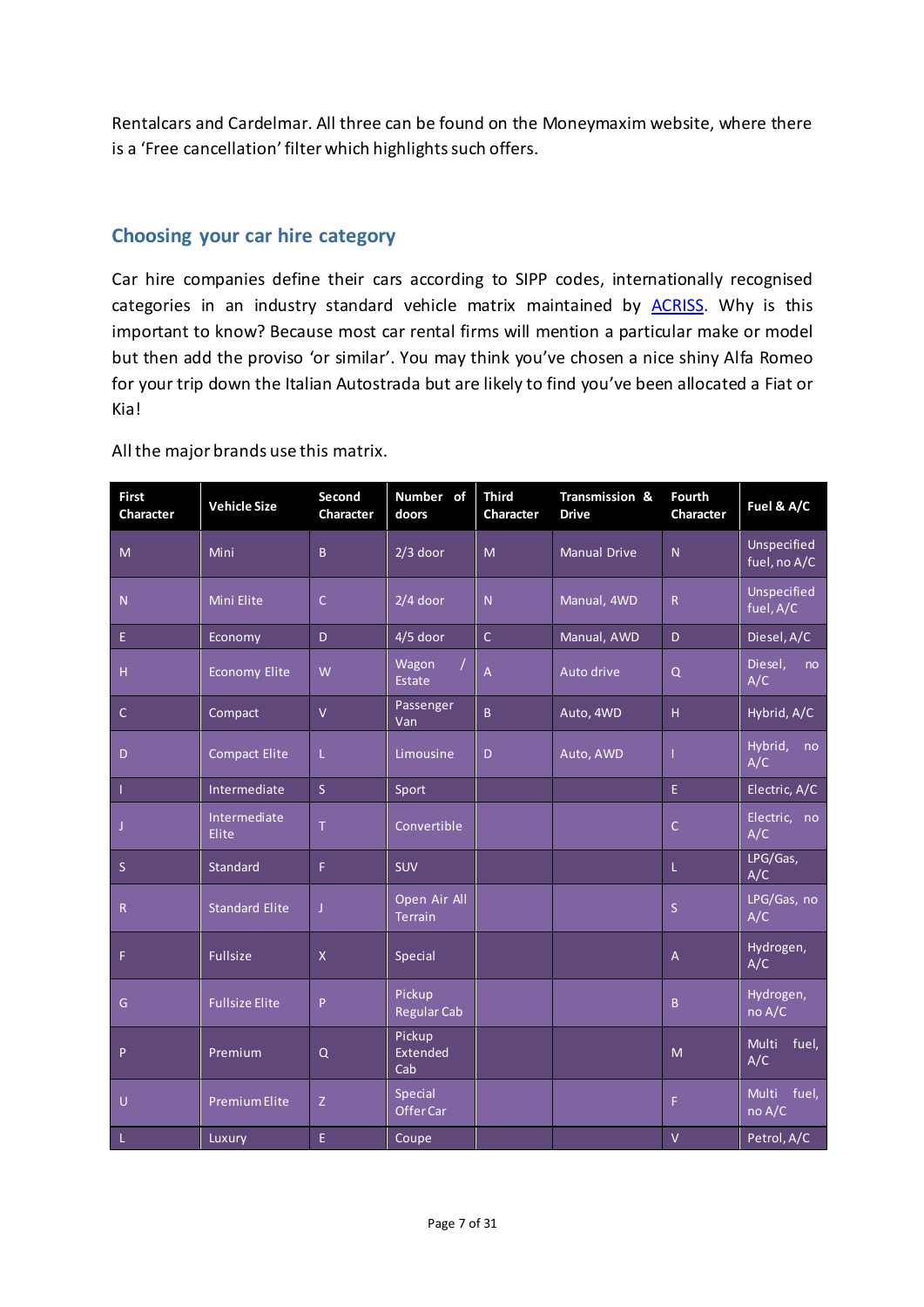Rentalcars and Cardelmar. All three can be found on the Moneymaxim website, where there is a 'Free cancellation' filter which highlights such offers.

## Choosing your car hire category

Car hire companies define their cars according to SIPP codes, internationally recognised categories in an industry standard vehicle matrix maintained by [ACRISS](). Why is this important to know? Because most car rental firms will mention a particular make or model but then add the proviso 'or similar'. You may think you've chosen a nice shiny Alfa Romeo for your trip down the Italian Autostrada but are likely to find you've been allocated a Fiat or Kia!

All the major brands use this matrix.

| First Character | Vehicle Size | Second Character | Number of doors | Third Character | Transmission & Drive | Fourth Character | Fuel & A/C |
|---|---|---|---|---|---|---|---|
| M | Mini | B | 2/3 door | M | Manual Drive | N | Unspecified fuel, no A/C |
| N | Mini Elite | C | 2/4 door | N | Manual, 4WD | R | Unspecified fuel, A/C |
| E | Economy | D | 4/5 door | C | Manual, AWD | D | Diesel, A/C |
| H | Economy Elite | W | Wagon / Estate | A | Auto drive | Q | Diesel, no A/C |
| C | Compact | V | Passenger Van | B | Auto, 4WD | H | Hybrid, A/C |
| D | Compact Elite | L | Limousine | D | Auto, AWD | I | Hybrid, no A/C |
| I | Intermediate | S | Sport | | | E | Electric, A/C |
| J | Intermediate Elite | T | Convertible | | | C | Electric, no A/C |
| S | Standard | F | SUV | | | L | LPG/Gas, A/C |
| R | Standard Elite | J | Open Air All Terrain | | | S | LPG/Gas, no A/C |
| F | Fullsize | X | Special | | | A | Hydrogen, A/C |
| G | Fullsize Elite | P | Pickup Regular Cab | | | B | Hydrogen, no A/C |
| P | Premium | Q | Pickup Extended Cab | | | M | Multi fuel, A/C |
| U | Premium Elite | Z | Special Offer Car | | | F | Multi fuel, no A/C |
| L | Luxury | E | Coupe | | | V | Petrol, A/C |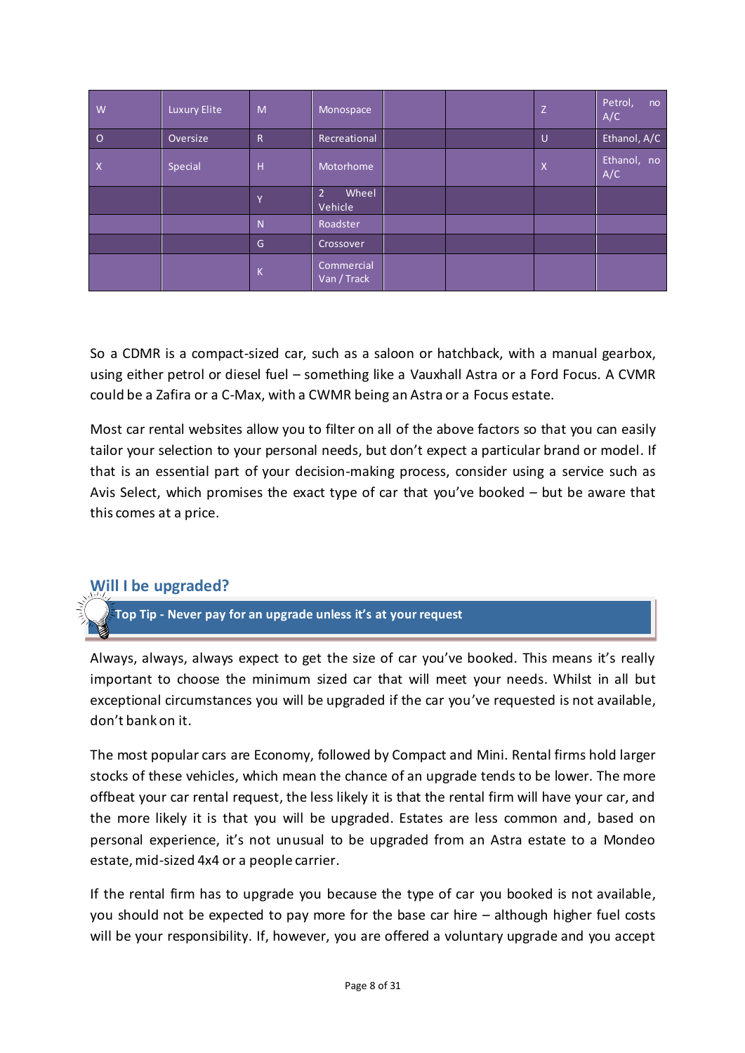| W | Luxury Elite | M | Monospace | | | Z | Petrol, no A/C |
|---|---|---|---|---|---|---|---|
| O | Oversize | R | Recreational | | | U | Ethanol, A/C |
| X | Special | H | Motorhome | | | X | Ethanol, no A/C |
| | | Y | 2 Wheel Vehicle | | | | |
| | | N | Roadster | | | | |
| | | G | Crossover | | | | |
| | | K | Commercial Van / Track | | | | |

So a CDMR is a compact-sized car, such as a saloon or hatchback, with a manual gearbox, using either petrol or diesel fuel – something like a Vauxhall Astra or a Ford Focus. A CVMR could be a Zafira or a C-Max, with a CWMR being an Astra or a Focus estate.

Most car rental websites allow you to filter on all of the above factors so that you can easily tailor your selection to your personal needs, but don't expect a particular brand or model. If that is an essential part of your decision-making process, consider using a service such as Avis Select, which promises the exact type of car that you've booked – but be aware that this comes at a price.

## Will I be upgraded?

**Top Tip - Never pay for an upgrade unless it's at your request**

Always, always, always expect to get the size of car you've booked. This means it's really important to choose the minimum sized car that will meet your needs. Whilst in all but exceptional circumstances you will be upgraded if the car you've requested is not available, don't bank on it.

The most popular cars are Economy, followed by Compact and Mini. Rental firms hold larger stocks of these vehicles, which mean the chance of an upgrade tends to be lower. The more offbeat your car rental request, the less likely it is that the rental firm will have your car, and the more likely it is that you will be upgraded. Estates are less common and, based on personal experience, it's not unusual to be upgraded from an Astra estate to a Mondeo estate, mid-sized 4x4 or a people carrier.

If the rental firm has to upgrade you because the type of car you booked is not available, you should not be expected to pay more for the base car hire – although higher fuel costs will be your responsibility. If, however, you are offered a voluntary upgrade and you accept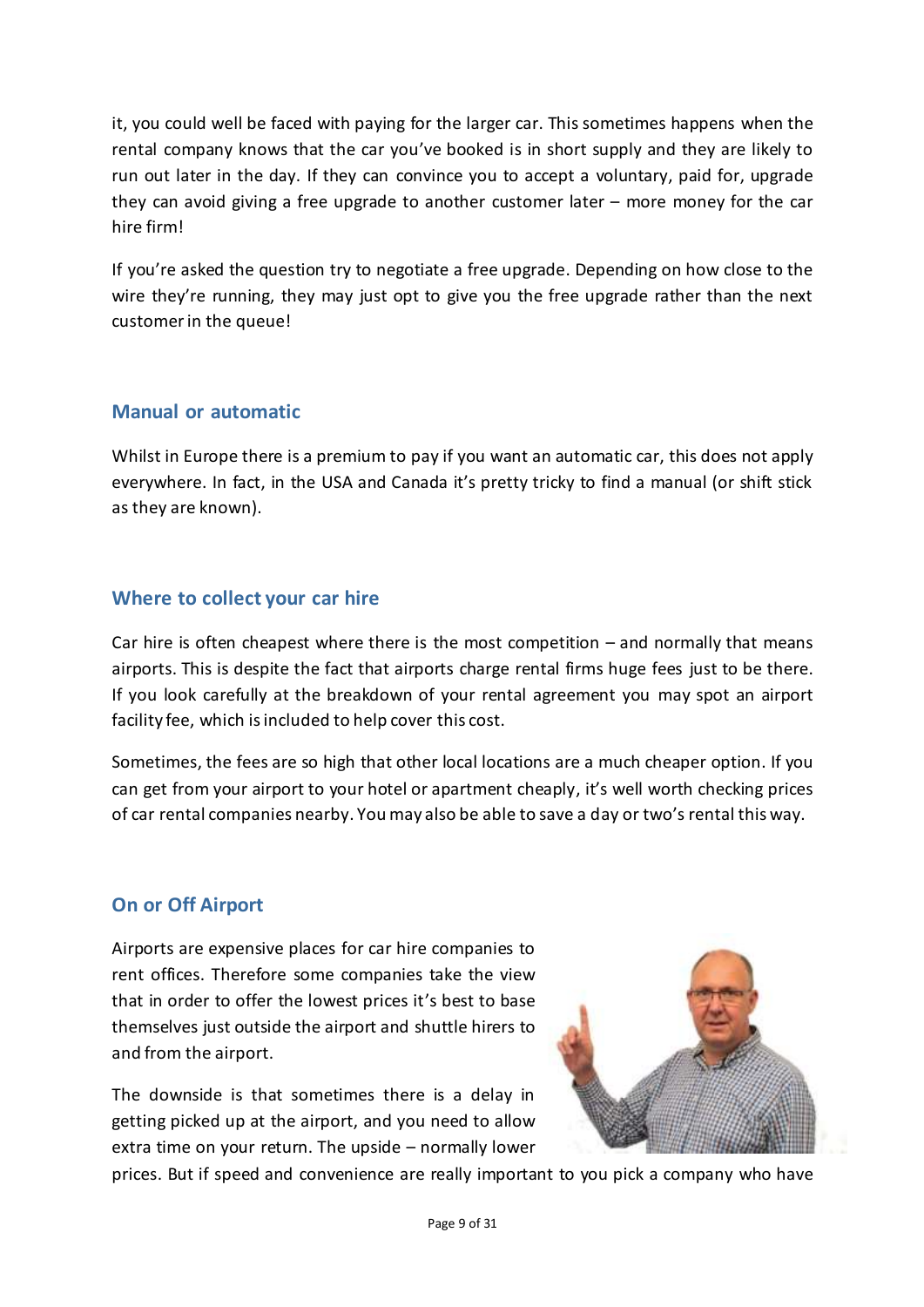it, you could well be faced with paying for the larger car. This sometimes happens when the rental company knows that the car you've booked is in short supply and they are likely to run out later in the day. If they can convince you to accept a voluntary, paid for, upgrade they can avoid giving a free upgrade to another customer later – more money for the car hire firm!

If you're asked the question try to negotiate a free upgrade. Depending on how close to the wire they're running, they may just opt to give you the free upgrade rather than the next customer in the queue!

## Manual or automatic

Whilst in Europe there is a premium to pay if you want an automatic car, this does not apply everywhere. In fact, in the USA and Canada it's pretty tricky to find a manual (or shift stick as they are known).

## Where to collect your car hire

Car hire is often cheapest where there is the most competition – and normally that means airports. This is despite the fact that airports charge rental firms huge fees just to be there. If you look carefully at the breakdown of your rental agreement you may spot an airport facility fee, which is included to help cover this cost.

Sometimes, the fees are so high that other local locations are a much cheaper option. If you can get from your airport to your hotel or apartment cheaply, it's well worth checking prices of car rental companies nearby. You may also be able to save a day or two's rental this way.

## On or Off Airport

Airports are expensive places for car hire companies to rent offices. Therefore some companies take the view that in order to offer the lowest prices it's best to base themselves just outside the airport and shuttle hirers to and from the airport.

The downside is that sometimes there is a delay in getting picked up at the airport, and you need to allow extra time on your return. The upside – normally lower prices. But if speed and convenience are really important to you pick a company who have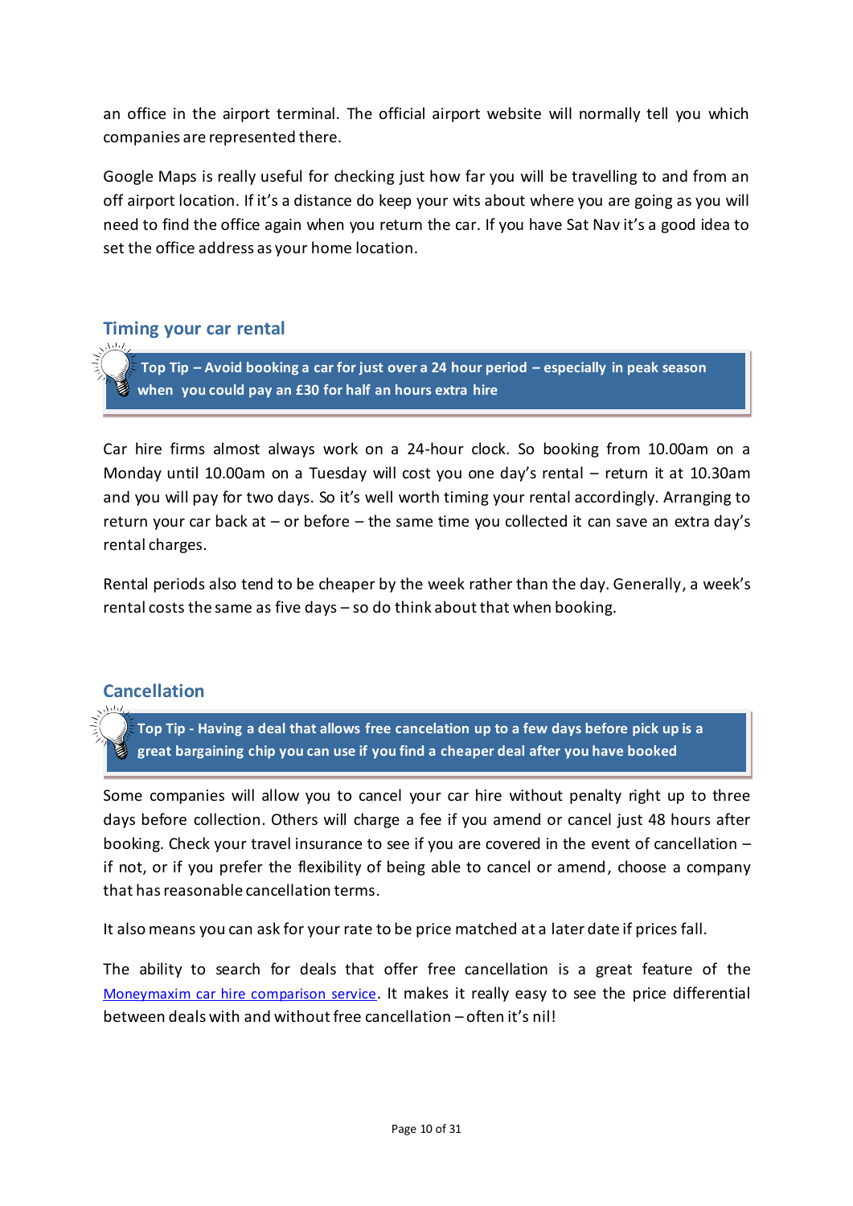an office in the airport terminal. The official airport website will normally tell you which companies are represented there.

Google Maps is really useful for checking just how far you will be travelling to and from an off airport location. If it's a distance do keep your wits about where you are going as you will need to find the office again when you return the car. If you have Sat Nav it's a good idea to set the office address as your home location.

## Timing your car rental

> **Top Tip – Avoid booking a car for just over a 24 hour period – especially in peak season when you could pay an £30 for half an hours extra hire**

Car hire firms almost always work on a 24-hour clock. So booking from 10.00am on a Monday until 10.00am on a Tuesday will cost you one day's rental – return it at 10.30am and you will pay for two days. So it's well worth timing your rental accordingly. Arranging to return your car back at – or before – the same time you collected it can save an extra day's rental charges.

Rental periods also tend to be cheaper by the week rather than the day. Generally, a week's rental costs the same as five days – so do think about that when booking.

## Cancellation

> **Top Tip - Having a deal that allows free cancellation up to a few days before pick up is a great bargaining chip you can use if you find a cheaper deal after you have booked**

Some companies will allow you to cancel your car hire without penalty right up to three days before collection. Others will charge a fee if you amend or cancel just 48 hours after booking. Check your travel insurance to see if you are covered in the event of cancellation – if not, or if you prefer the flexibility of being able to cancel or amend, choose a company that has reasonable cancellation terms.

It also means you can ask for your rate to be price matched at a later date if prices fall.

The ability to search for deals that offer free cancellation is a great feature of the Moneymaxim car hire comparison service. It makes it really easy to see the price differential between deals with and without free cancellation – often it's nil!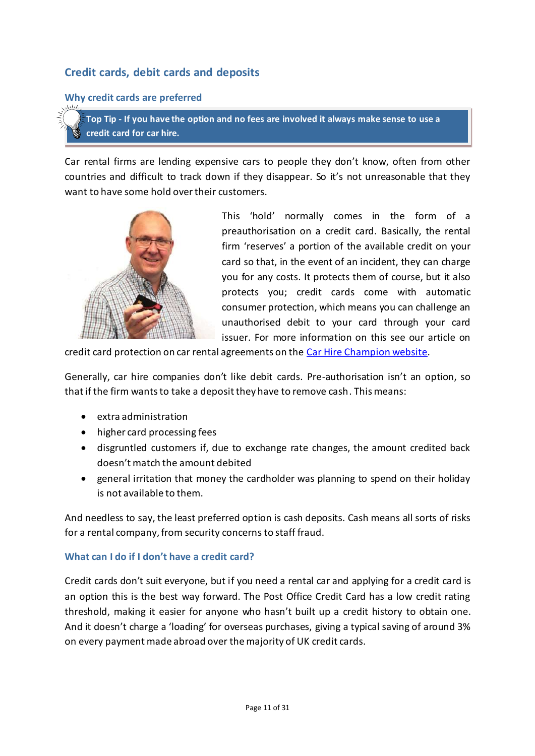## Credit cards, debit cards and deposits

### Why credit cards are preferred

**Top Tip - If you have the option and no fees are involved it always make sense to use a credit card for car hire.**

Car rental firms are lending expensive cars to people they don't know, often from other countries and difficult to track down if they disappear. So it's not unreasonable that they want to have some hold over their customers.

This 'hold' normally comes in the form of a preauthorisation on a credit card. Basically, the rental firm 'reserves' a portion of the available credit on your card so that, in the event of an incident, they can charge you for any costs. It protects them of course, but it also protects you; credit cards come with automatic consumer protection, which means you can challenge an unauthorised debit to your card through your card issuer. For more information on this see our article on credit card protection on car rental agreements on the [Car Hire Champion website](Car Hire Champion website).

Generally, car hire companies don't like debit cards. Pre-authorisation isn't an option, so that if the firm wants to take a deposit they have to remove cash. This means:

- extra administration
- higher card processing fees
- disgruntled customers if, due to exchange rate changes, the amount credited back doesn't match the amount debited
- general irritation that money the cardholder was planning to spend on their holiday is not available to them.

And needless to say, the least preferred option is cash deposits. Cash means all sorts of risks for a rental company, from security concerns to staff fraud.

### What can I do if I don't have a credit card?

Credit cards don't suit everyone, but if you need a rental car and applying for a credit card is an option this is the best way forward. The Post Office Credit Card has a low credit rating threshold, making it easier for anyone who hasn't built up a credit history to obtain one. And it doesn't charge a 'loading' for overseas purchases, giving a typical saving of around 3% on every payment made abroad over the majority of UK credit cards.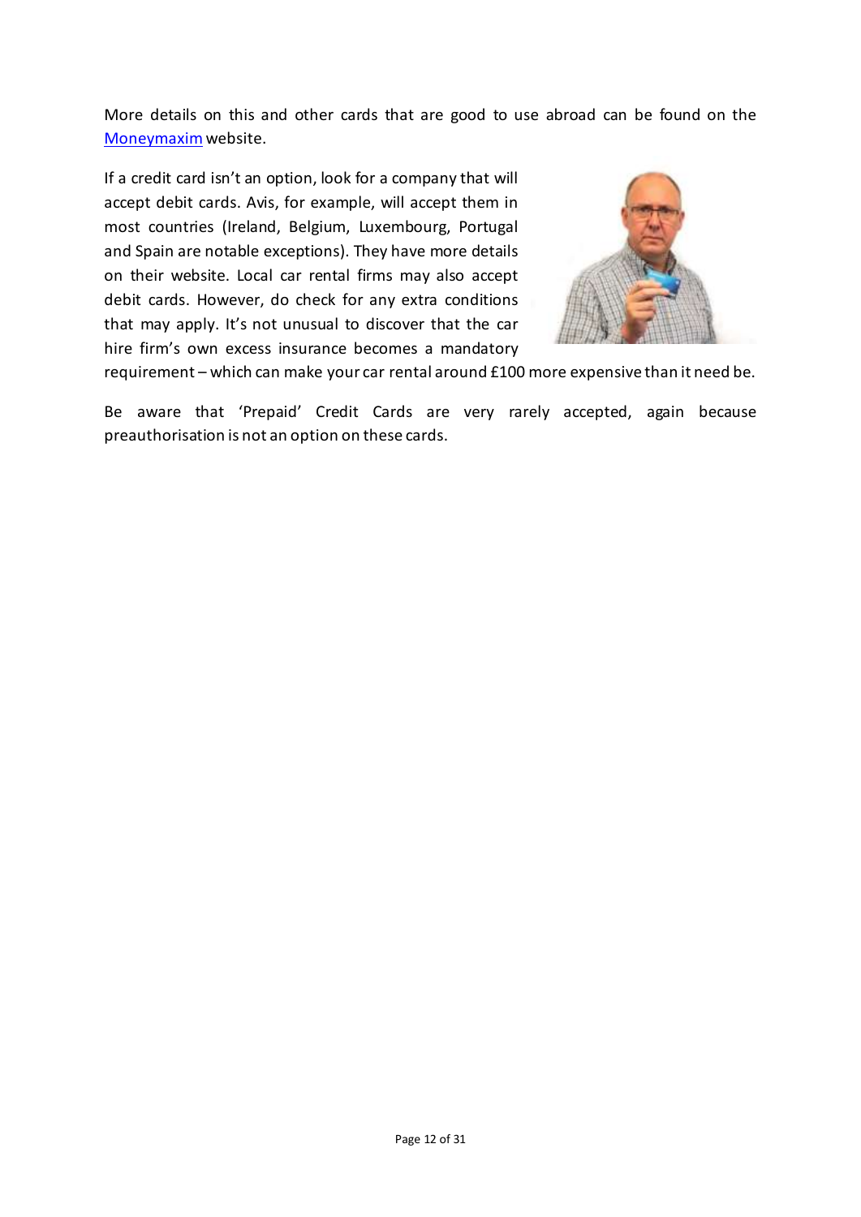More details on this and other cards that are good to use abroad can be found on the [Moneymaxim](Moneymaxim) website.

If a credit card isn't an option, look for a company that will accept debit cards. Avis, for example, will accept them in most countries (Ireland, Belgium, Luxembourg, Portugal and Spain are notable exceptions). They have more details on their website. Local car rental firms may also accept debit cards. However, do check for any extra conditions that may apply. It's not unusual to discover that the car hire firm's own excess insurance becomes a mandatory requirement – which can make your car rental around £100 more expensive than it need be.

Be aware that 'Prepaid' Credit Cards are very rarely accepted, again because preauthorisation is not an option on these cards.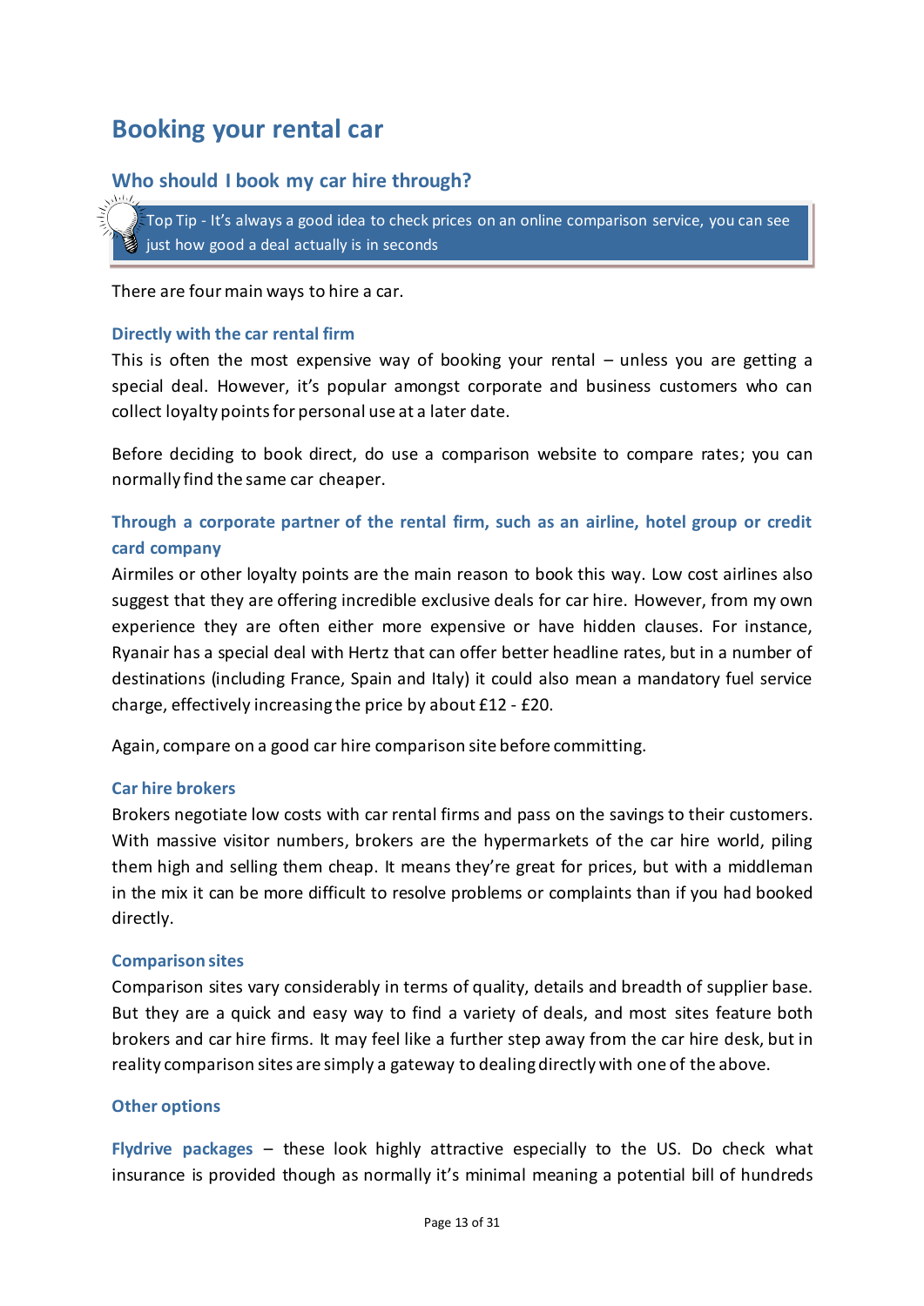# Booking your rental car

## Who should I book my car hire through?

> Top Tip - It's always a good idea to check prices on an online comparison service, you can see just how good a deal actually is in seconds

There are four main ways to hire a car.

### Directly with the car rental firm

This is often the most expensive way of booking your rental – unless you are getting a special deal. However, it's popular amongst corporate and business customers who can collect loyalty points for personal use at a later date.

Before deciding to book direct, do use a comparison website to compare rates; you can normally find the same car cheaper.

### Through a corporate partner of the rental firm, such as an airline, hotel group or credit card company

Airmiles or other loyalty points are the main reason to book this way. Low cost airlines also suggest that they are offering incredible exclusive deals for car hire. However, from my own experience they are often either more expensive or have hidden clauses. For instance, Ryanair has a special deal with Hertz that can offer better headline rates, but in a number of destinations (including France, Spain and Italy) it could also mean a mandatory fuel service charge, effectively increasing the price by about £12 - £20.

Again, compare on a good car hire comparison site before committing.

### Car hire brokers

Brokers negotiate low costs with car rental firms and pass on the savings to their customers. With massive visitor numbers, brokers are the hypermarkets of the car hire world, piling them high and selling them cheap. It means they're great for prices, but with a middleman in the mix it can be more difficult to resolve problems or complaints than if you had booked directly.

### Comparison sites

Comparison sites vary considerably in terms of quality, details and breadth of supplier base. But they are a quick and easy way to find a variety of deals, and most sites feature both brokers and car hire firms. It may feel like a further step away from the car hire desk, but in reality comparison sites are simply a gateway to dealing directly with one of the above.

### Other options

**Flydrive packages** – these look highly attractive especially to the US. Do check what insurance is provided though as normally it's minimal meaning a potential bill of hundreds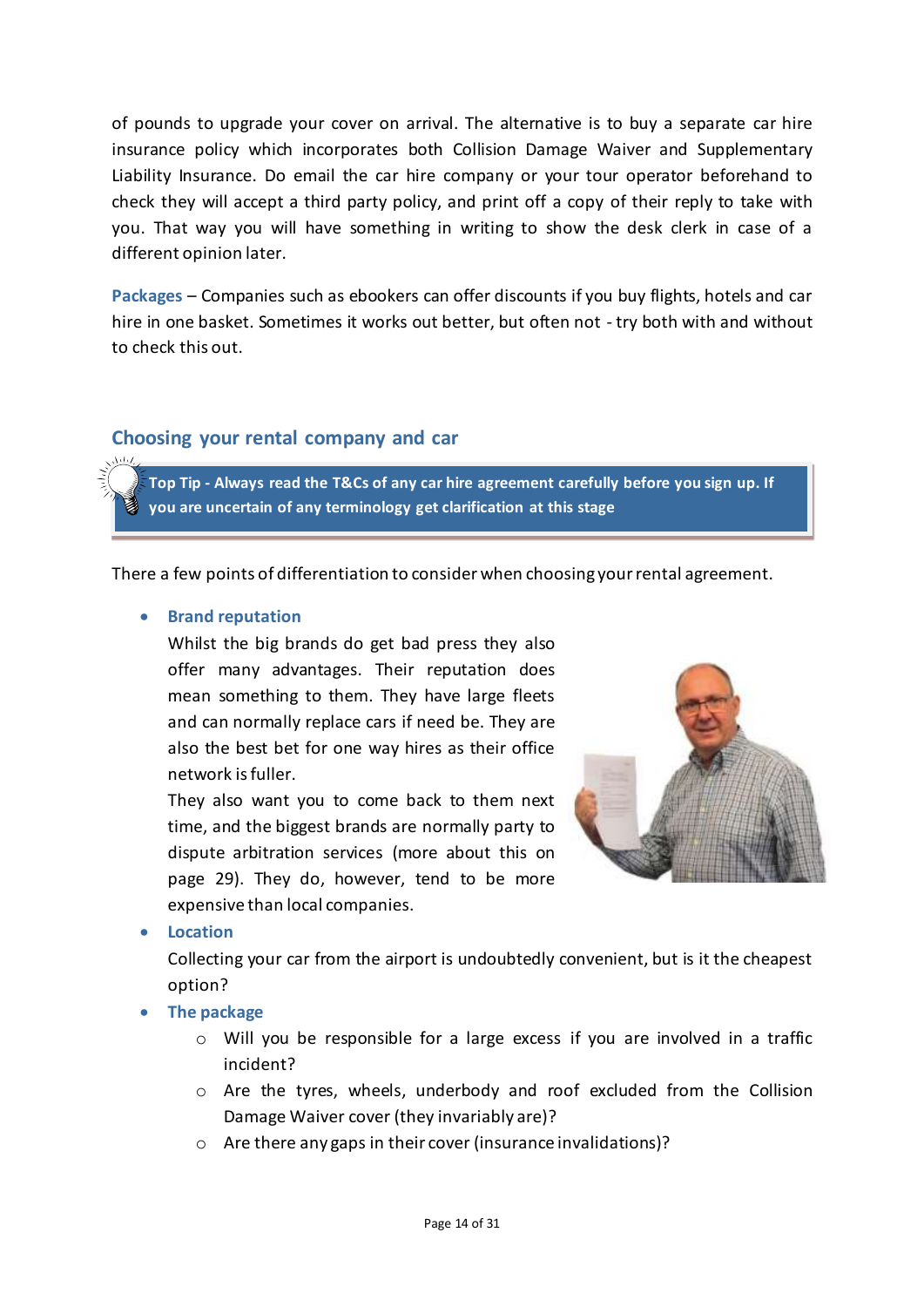of pounds to upgrade your cover on arrival. The alternative is to buy a separate car hire insurance policy which incorporates both Collision Damage Waiver and Supplementary Liability Insurance. Do email the car hire company or your tour operator beforehand to check they will accept a third party policy, and print off a copy of their reply to take with you. That way you will have something in writing to show the desk clerk in case of a different opinion later.

**Packages** – Companies such as ebookers can offer discounts if you buy flights, hotels and car hire in one basket. Sometimes it works out better, but often not - try both with and without to check this out.

## Choosing your rental company and car

> **Top Tip - Always read the T&Cs of any car hire agreement carefully before you sign up. If you are uncertain of any terminology get clarification at this stage**

There a few points of differentiation to consider when choosing your rental agreement.

- **Brand reputation**
  Whilst the big brands do get bad press they also offer many advantages. Their reputation does mean something to them. They have large fleets and can normally replace cars if need be. They are also the best bet for one way hires as their office network is fuller.
  They also want you to come back to them next time, and the biggest brands are normally party to dispute arbitration services (more about this on page 29). They do, however, tend to be more expensive than local companies.
- **Location**
  Collecting your car from the airport is undoubtedly convenient, but is it the cheapest option?
- **The package**
  - Will you be responsible for a large excess if you are involved in a traffic incident?
  - Are the tyres, wheels, underbody and roof excluded from the Collision Damage Waiver cover (they invariably are)?
  - Are there any gaps in their cover (insurance invalidations)?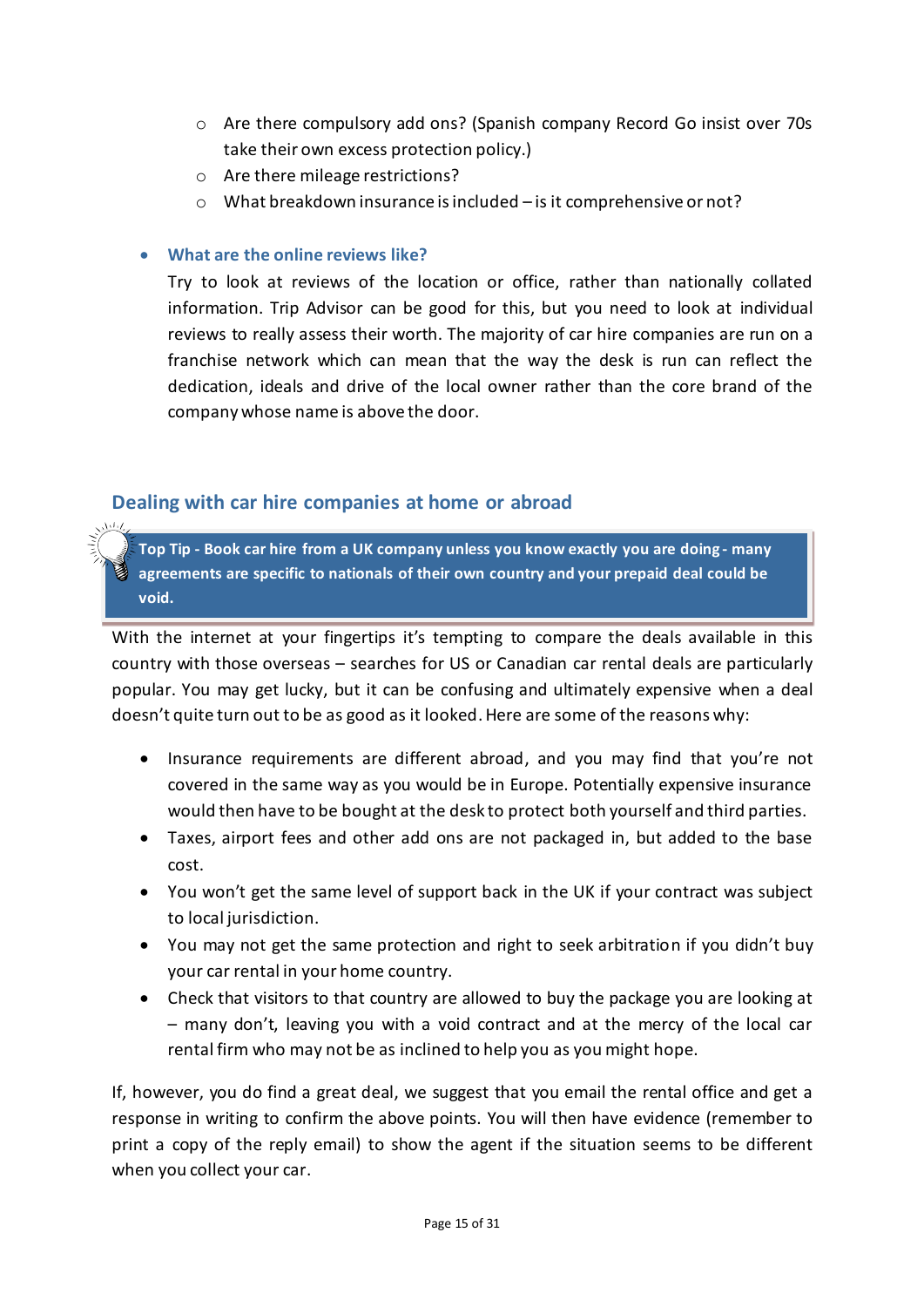- Are there compulsory add ons? (Spanish company Record Go insist over 70s take their own excess protection policy.)
  - Are there mileage restrictions?
  - What breakdown insurance is included – is it comprehensive or not?

- **What are the online reviews like?**

  Try to look at reviews of the location or office, rather than nationally collated information. Trip Advisor can be good for this, but you need to look at individual reviews to really assess their worth. The majority of car hire companies are run on a franchise network which can mean that the way the desk is run can reflect the dedication, ideals and drive of the local owner rather than the core brand of the company whose name is above the door.

## Dealing with car hire companies at home or abroad

> **Top Tip - Book car hire from a UK company unless you know exactly you are doing - many agreements are specific to nationals of their own country and your prepaid deal could be void.**

With the internet at your fingertips it's tempting to compare the deals available in this country with those overseas – searches for US or Canadian car rental deals are particularly popular. You may get lucky, but it can be confusing and ultimately expensive when a deal doesn't quite turn out to be as good as it looked. Here are some of the reasons why:

- Insurance requirements are different abroad, and you may find that you're not covered in the same way as you would be in Europe. Potentially expensive insurance would then have to be bought at the desk to protect both yourself and third parties.
- Taxes, airport fees and other add ons are not packaged in, but added to the base cost.
- You won't get the same level of support back in the UK if your contract was subject to local jurisdiction.
- You may not get the same protection and right to seek arbitration if you didn't buy your car rental in your home country.
- Check that visitors to that country are allowed to buy the package you are looking at – many don't, leaving you with a void contract and at the mercy of the local car rental firm who may not be as inclined to help you as you might hope.

If, however, you do find a great deal, we suggest that you email the rental office and get a response in writing to confirm the above points. You will then have evidence (remember to print a copy of the reply email) to show the agent if the situation seems to be different when you collect your car.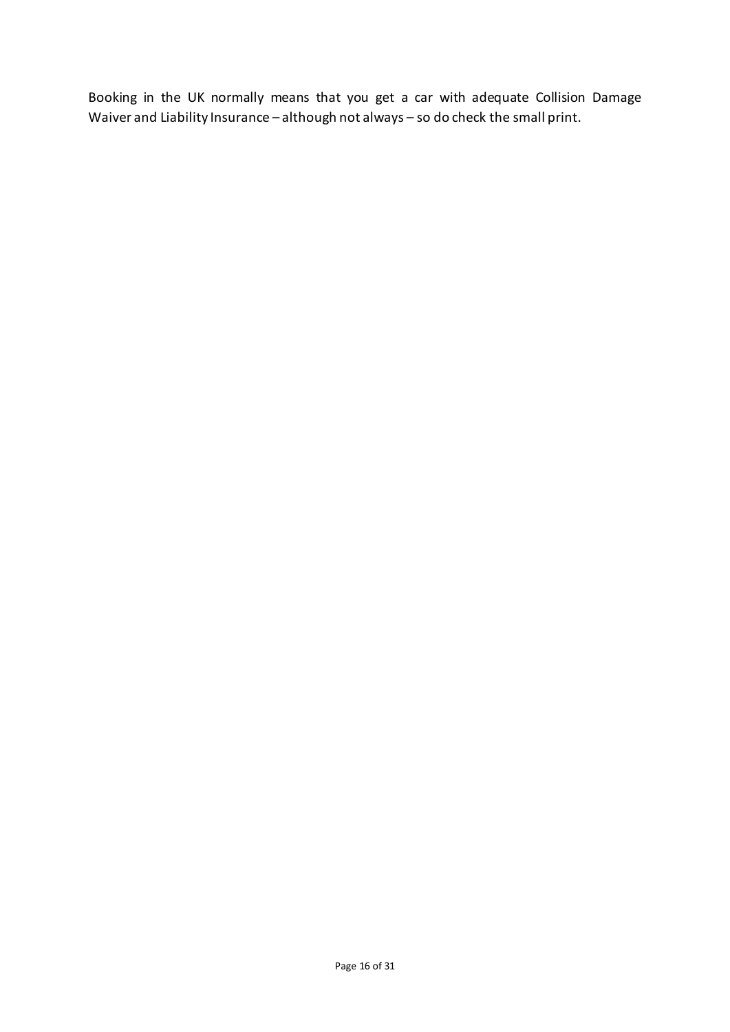Booking in the UK normally means that you get a car with adequate Collision Damage Waiver and Liability Insurance – although not always – so do check the small print.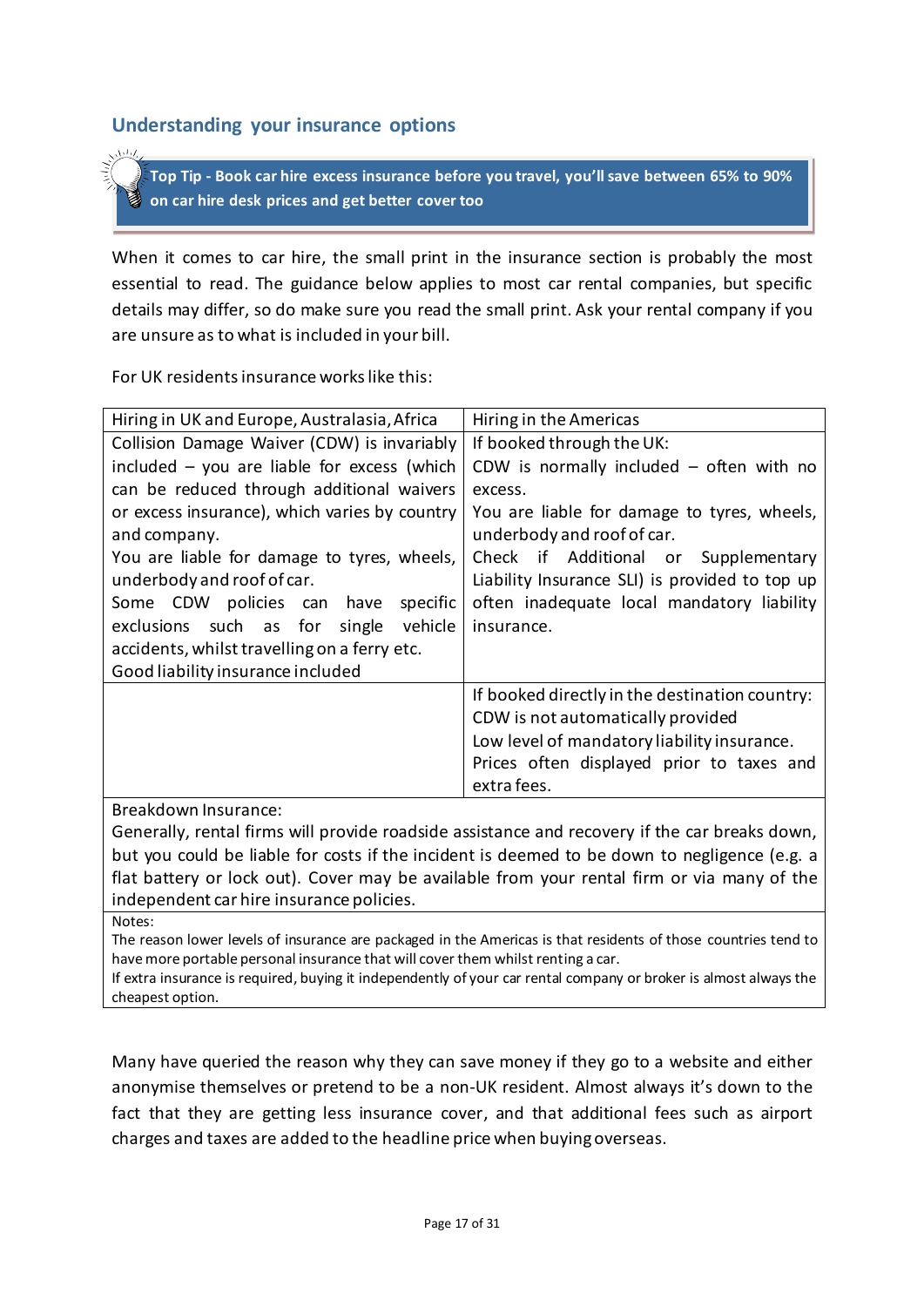## Understanding your insurance options

> **Top Tip - Book car hire excess insurance before you travel, you'll save between 65% to 90% on car hire desk prices and get better cover too**

When it comes to car hire, the small print in the insurance section is probably the most essential to read. The guidance below applies to most car rental companies, but specific details may differ, so do make sure you read the small print. Ask your rental company if you are unsure as to what is included in your bill.

For UK residents insurance works like this:

| Hiring in UK and Europe, Australasia, Africa | Hiring in the Americas |
|---|---|
| Collision Damage Waiver (CDW) is invariably included – you are liable for excess (which can be reduced through additional waivers or excess insurance), which varies by country and company.<br>You are liable for damage to tyres, wheels, underbody and roof of car.<br>Some CDW policies can have specific exclusions such as for single vehicle accidents, whilst travelling on a ferry etc.<br>Good liability insurance included | If booked through the UK:<br>CDW is normally included – often with no excess.<br>You are liable for damage to tyres, wheels, underbody and roof of car.<br>Check if Additional or Supplementary Liability Insurance SLI) is provided to top up often inadequate local mandatory liability insurance. |
| | If booked directly in the destination country:<br>CDW is not automatically provided<br>Low level of mandatory liability insurance.<br>Prices often displayed prior to taxes and extra fees. |
| Breakdown Insurance:<br>Generally, rental firms will provide roadside assistance and recovery if the car breaks down, but you could be liable for costs if the incident is deemed to be down to negligence (e.g. a flat battery or lock out). Cover may be available from your rental firm or via many of the independent car hire insurance policies. | |
| Notes:<br>The reason lower levels of insurance are packaged in the Americas is that residents of those countries tend to have more portable personal insurance that will cover them whilst renting a car.<br>If extra insurance is required, buying it independently of your car rental company or broker is almost always the cheapest option. | |

Many have queried the reason why they can save money if they go to a website and either anonymise themselves or pretend to be a non-UK resident. Almost always it's down to the fact that they are getting less insurance cover, and that additional fees such as airport charges and taxes are added to the headline price when buying overseas.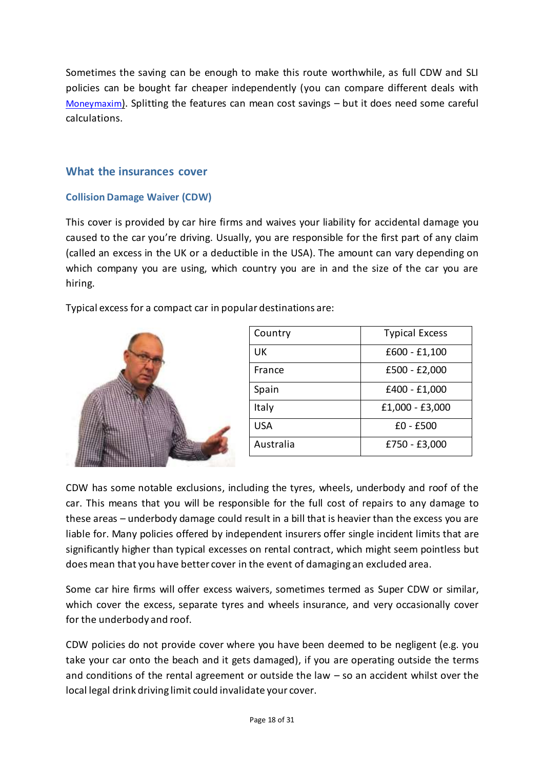Sometimes the saving can be enough to make this route worthwhile, as full CDW and SLI policies can be bought far cheaper independently (you can compare different deals with Moneymaxim). Splitting the features can mean cost savings – but it does need some careful calculations.

## What the insurances cover

### Collision Damage Waiver (CDW)

This cover is provided by car hire firms and waives your liability for accidental damage you caused to the car you're driving. Usually, you are responsible for the first part of any claim (called an excess in the UK or a deductible in the USA). The amount can vary depending on which company you are using, which country you are in and the size of the car you are hiring.

Typical excess for a compact car in popular destinations are:

| Country | Typical Excess |
|---|---|
| UK | £600 - £1,100 |
| France | £500 - £2,000 |
| Spain | £400 - £1,000 |
| Italy | £1,000 - £3,000 |
| USA | £0 - £500 |
| Australia | £750 - £3,000 |

CDW has some notable exclusions, including the tyres, wheels, underbody and roof of the car. This means that you will be responsible for the full cost of repairs to any damage to these areas – underbody damage could result in a bill that is heavier than the excess you are liable for. Many policies offered by independent insurers offer single incident limits that are significantly higher than typical excesses on rental contract, which might seem pointless but does mean that you have better cover in the event of damaging an excluded area.

Some car hire firms will offer excess waivers, sometimes termed as Super CDW or similar, which cover the excess, separate tyres and wheels insurance, and very occasionally cover for the underbody and roof.

CDW policies do not provide cover where you have been deemed to be negligent (e.g. you take your car onto the beach and it gets damaged), if you are operating outside the terms and conditions of the rental agreement or outside the law – so an accident whilst over the local legal drink driving limit could invalidate your cover.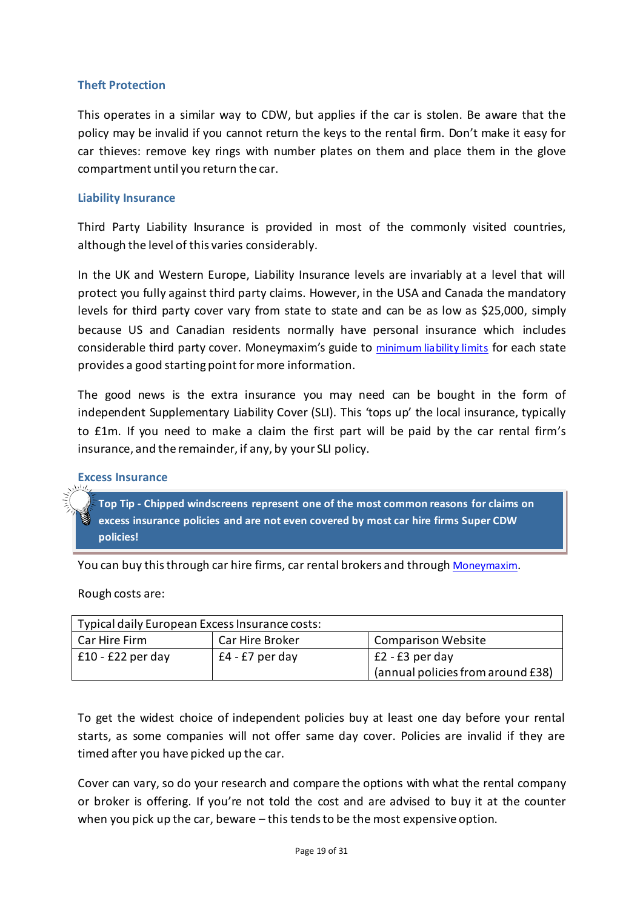### Theft Protection

This operates in a similar way to CDW, but applies if the car is stolen. Be aware that the policy may be invalid if you cannot return the keys to the rental firm. Don't make it easy for car thieves: remove key rings with number plates on them and place them in the glove compartment until you return the car.

### Liability Insurance

Third Party Liability Insurance is provided in most of the commonly visited countries, although the level of this varies considerably.

In the UK and Western Europe, Liability Insurance levels are invariably at a level that will protect you fully against third party claims. However, in the USA and Canada the mandatory levels for third party cover vary from state to state and can be as low as $25,000, simply because US and Canadian residents normally have personal insurance which includes considerable third party cover. Moneymaxim's guide to minimum liability limits for each state provides a good starting point for more information.

The good news is the extra insurance you may need can be bought in the form of independent Supplementary Liability Cover (SLI). This 'tops up' the local insurance, typically to £1m. If you need to make a claim the first part will be paid by the car rental firm's insurance, and the remainder, if any, by your SLI policy.

### Excess Insurance

> **Top Tip - Chipped windscreens represent one of the most common reasons for claims on excess insurance policies and are not even covered by most car hire firms Super CDW policies!**

You can buy this through car hire firms, car rental brokers and through Moneymaxim.

Rough costs are:

| Typical daily European Excess Insurance costs: | | |
|---|---|---|
| Car Hire Firm | Car Hire Broker | Comparison Website |
| £10 - £22 per day | £4 - £7 per day | £2 - £3 per day (annual policies from around £38) |

To get the widest choice of independent policies buy at least one day before your rental starts, as some companies will not offer same day cover. Policies are invalid if they are timed after you have picked up the car.

Cover can vary, so do your research and compare the options with what the rental company or broker is offering. If you're not told the cost and are advised to buy it at the counter when you pick up the car, beware – this tends to be the most expensive option.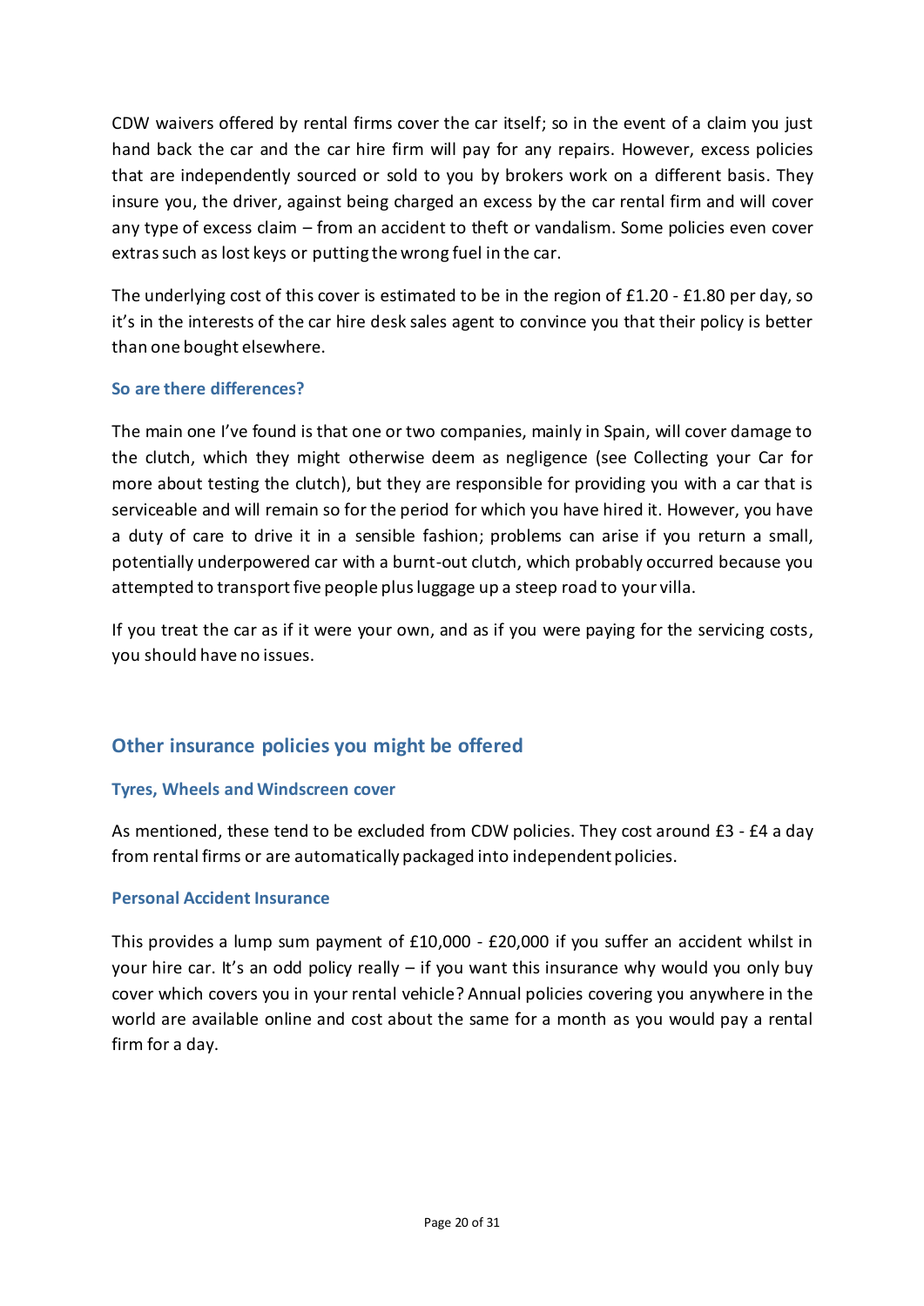CDW waivers offered by rental firms cover the car itself; so in the event of a claim you just hand back the car and the car hire firm will pay for any repairs. However, excess policies that are independently sourced or sold to you by brokers work on a different basis. They insure you, the driver, against being charged an excess by the car rental firm and will cover any type of excess claim – from an accident to theft or vandalism. Some policies even cover extras such as lost keys or putting the wrong fuel in the car.

The underlying cost of this cover is estimated to be in the region of £1.20 - £1.80 per day, so it's in the interests of the car hire desk sales agent to convince you that their policy is better than one bought elsewhere.

### So are there differences?

The main one I've found is that one or two companies, mainly in Spain, will cover damage to the clutch, which they might otherwise deem as negligence (see Collecting your Car for more about testing the clutch), but they are responsible for providing you with a car that is serviceable and will remain so for the period for which you have hired it. However, you have a duty of care to drive it in a sensible fashion; problems can arise if you return a small, potentially underpowered car with a burnt-out clutch, which probably occurred because you attempted to transport five people plus luggage up a steep road to your villa.

If you treat the car as if it were your own, and as if you were paying for the servicing costs, you should have no issues.

## Other insurance policies you might be offered

### Tyres, Wheels and Windscreen cover

As mentioned, these tend to be excluded from CDW policies. They cost around £3 - £4 a day from rental firms or are automatically packaged into independent policies.

### Personal Accident Insurance

This provides a lump sum payment of £10,000 - £20,000 if you suffer an accident whilst in your hire car. It's an odd policy really – if you want this insurance why would you only buy cover which covers you in your rental vehicle? Annual policies covering you anywhere in the world are available online and cost about the same for a month as you would pay a rental firm for a day.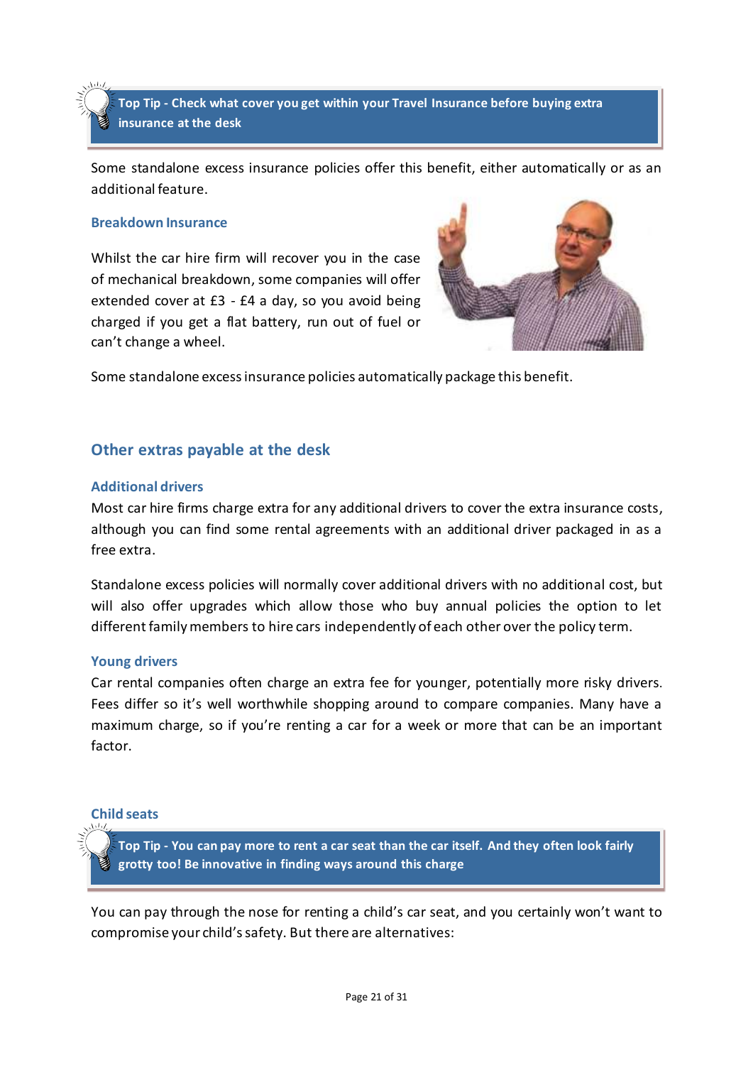**Top Tip - Check what cover you get within your Travel Insurance before buying extra insurance at the desk**

Some standalone excess insurance policies offer this benefit, either automatically or as an additional feature.

### Breakdown Insurance

Whilst the car hire firm will recover you in the case of mechanical breakdown, some companies will offer extended cover at £3 - £4 a day, so you avoid being charged if you get a flat battery, run out of fuel or can't change a wheel.

Some standalone excess insurance policies automatically package this benefit.

## Other extras payable at the desk

### Additional drivers

Most car hire firms charge extra for any additional drivers to cover the extra insurance costs, although you can find some rental agreements with an additional driver packaged in as a free extra.

Standalone excess policies will normally cover additional drivers with no additional cost, but will also offer upgrades which allow those who buy annual policies the option to let different family members to hire cars independently of each other over the policy term.

### Young drivers

Car rental companies often charge an extra fee for younger, potentially more risky drivers. Fees differ so it's well worthwhile shopping around to compare companies. Many have a maximum charge, so if you're renting a car for a week or more that can be an important factor.

### Child seats

**Top Tip - You can pay more to rent a car seat than the car itself. And they often look fairly grotty too! Be innovative in finding ways around this charge**

You can pay through the nose for renting a child's car seat, and you certainly won't want to compromise your child's safety. But there are alternatives: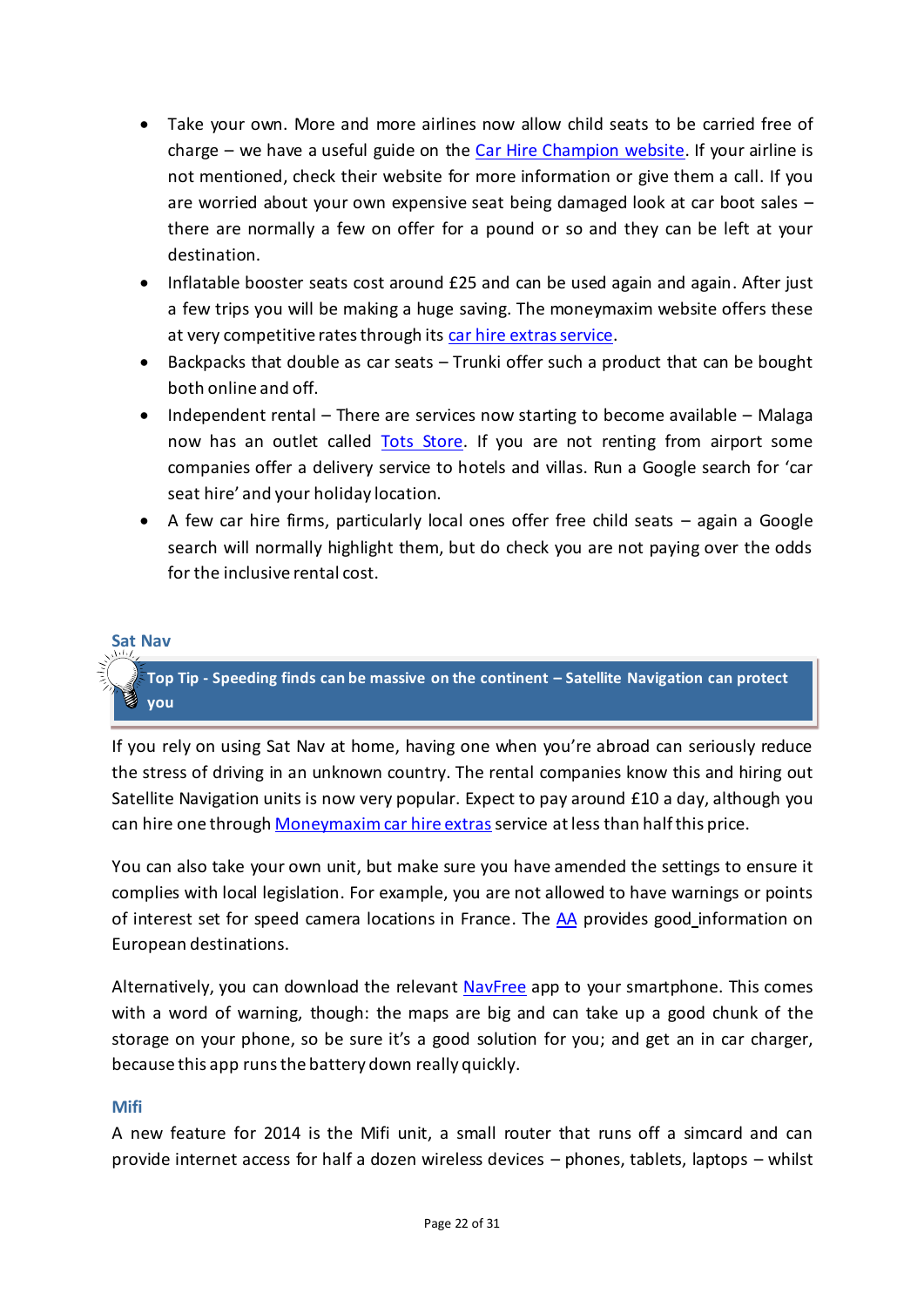- Take your own. More and more airlines now allow child seats to be carried free of charge – we have a useful guide on the Car Hire Champion website. If your airline is not mentioned, check their website for more information or give them a call. If you are worried about your own expensive seat being damaged look at car boot sales – there are normally a few on offer for a pound or so and they can be left at your destination.
- Inflatable booster seats cost around £25 and can be used again and again. After just a few trips you will be making a huge saving. The moneymaxim website offers these at very competitive rates through its car hire extras service.
- Backpacks that double as car seats – Trunki offer such a product that can be bought both online and off.
- Independent rental – There are services now starting to become available – Malaga now has an outlet called Tots Store. If you are not renting from airport some companies offer a delivery service to hotels and villas. Run a Google search for 'car seat hire' and your holiday location.
- A few car hire firms, particularly local ones offer free child seats – again a Google search will normally highlight them, but do check you are not paying over the odds for the inclusive rental cost.

## Sat Nav

**Top Tip - Speeding finds can be massive on the continent – Satellite Navigation can protect you**

If you rely on using Sat Nav at home, having one when you're abroad can seriously reduce the stress of driving in an unknown country. The rental companies know this and hiring out Satellite Navigation units is now very popular. Expect to pay around £10 a day, although you can hire one through Moneymaxim car hire extras service at less than half this price.

You can also take your own unit, but make sure you have amended the settings to ensure it complies with local legislation. For example, you are not allowed to have warnings or points of interest set for speed camera locations in France. The AA provides good information on European destinations.

Alternatively, you can download the relevant NavFree app to your smartphone. This comes with a word of warning, though: the maps are big and can take up a good chunk of the storage on your phone, so be sure it's a good solution for you; and get an in car charger, because this app runs the battery down really quickly.

## Mifi

A new feature for 2014 is the Mifi unit, a small router that runs off a simcard and can provide internet access for half a dozen wireless devices – phones, tablets, laptops – whilst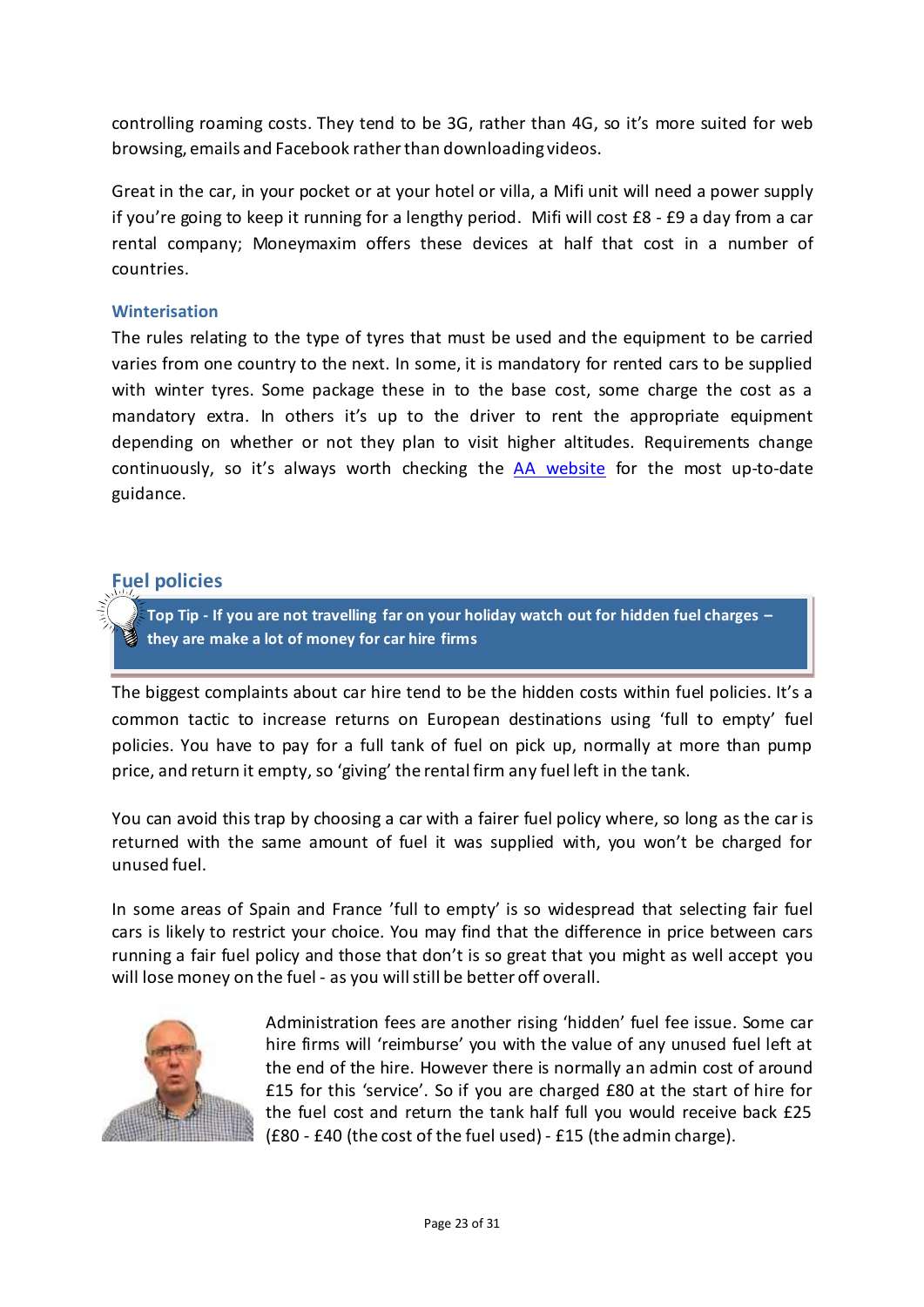controlling roaming costs. They tend to be 3G, rather than 4G, so it's more suited for web browsing, emails and Facebook rather than downloading videos.

Great in the car, in your pocket or at your hotel or villa, a Mifi unit will need a power supply if you're going to keep it running for a lengthy period. Mifi will cost £8 - £9 a day from a car rental company; Moneymaxim offers these devices at half that cost in a number of countries.

### Winterisation

The rules relating to the type of tyres that must be used and the equipment to be carried varies from one country to the next. In some, it is mandatory for rented cars to be supplied with winter tyres. Some package these in to the base cost, some charge the cost as a mandatory extra. In others it's up to the driver to rent the appropriate equipment depending on whether or not they plan to visit higher altitudes. Requirements change continuously, so it's always worth checking the [AA website] for the most up-to-date guidance.

## Fuel policies

> **Top Tip - If you are not travelling far on your holiday watch out for hidden fuel charges – they are make a lot of money for car hire firms**

The biggest complaints about car hire tend to be the hidden costs within fuel policies. It's a common tactic to increase returns on European destinations using 'full to empty' fuel policies. You have to pay for a full tank of fuel on pick up, normally at more than pump price, and return it empty, so 'giving' the rental firm any fuel left in the tank.

You can avoid this trap by choosing a car with a fairer fuel policy where, so long as the car is returned with the same amount of fuel it was supplied with, you won't be charged for unused fuel.

In some areas of Spain and France 'full to empty' is so widespread that selecting fair fuel cars is likely to restrict your choice. You may find that the difference in price between cars running a fair fuel policy and those that don't is so great that you might as well accept you will lose money on the fuel - as you will still be better off overall.

Administration fees are another rising 'hidden' fuel fee issue. Some car hire firms will 'reimburse' you with the value of any unused fuel left at the end of the hire. However there is normally an admin cost of around £15 for this 'service'. So if you are charged £80 at the start of hire for the fuel cost and return the tank half full you would receive back £25 (£80 - £40 (the cost of the fuel used) - £15 (the admin charge).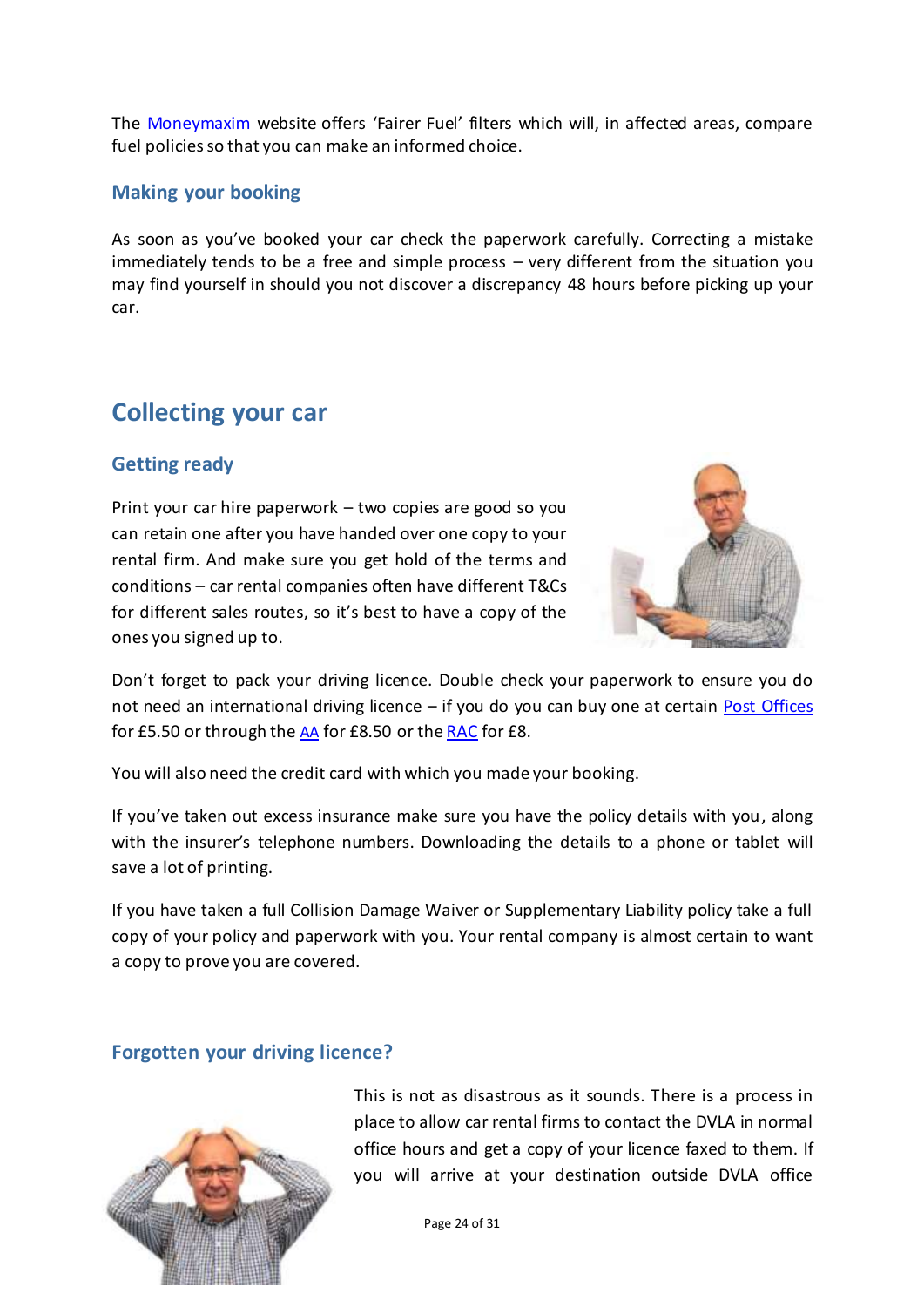The Moneymaxim website offers 'Fairer Fuel' filters which will, in affected areas, compare fuel policies so that you can make an informed choice.

### Making your booking

As soon as you've booked your car check the paperwork carefully. Correcting a mistake immediately tends to be a free and simple process – very different from the situation you may find yourself in should you not discover a discrepancy 48 hours before picking up your car.

## Collecting your car

### Getting ready

Print your car hire paperwork – two copies are good so you can retain one after you have handed over one copy to your rental firm. And make sure you get hold of the terms and conditions – car rental companies often have different T&Cs for different sales routes, so it's best to have a copy of the ones you signed up to.

Don't forget to pack your driving licence. Double check your paperwork to ensure you do not need an international driving licence – if you do you can buy one at certain Post Offices for £5.50 or through the AA for £8.50 or the RAC for £8.

You will also need the credit card with which you made your booking.

If you've taken out excess insurance make sure you have the policy details with you, along with the insurer's telephone numbers. Downloading the details to a phone or tablet will save a lot of printing.

If you have taken a full Collision Damage Waiver or Supplementary Liability policy take a full copy of your policy and paperwork with you. Your rental company is almost certain to want a copy to prove you are covered.

### Forgotten your driving licence?

This is not as disastrous as it sounds. There is a process in place to allow car rental firms to contact the DVLA in normal office hours and get a copy of your licence faxed to them. If you will arrive at your destination outside DVLA office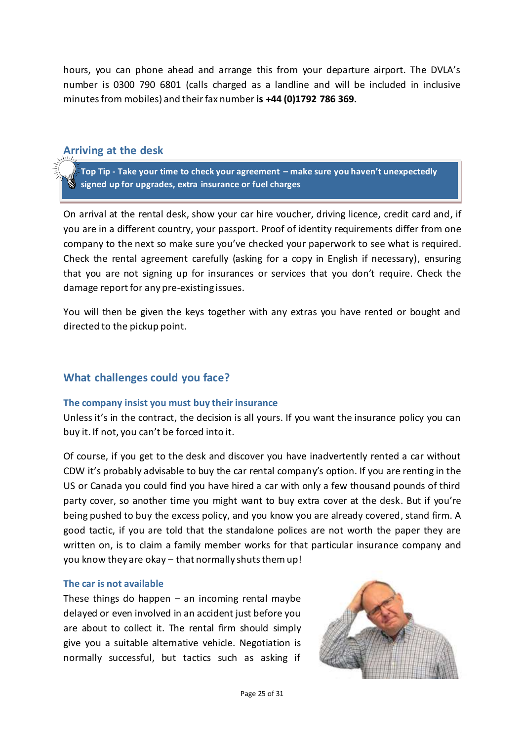hours, you can phone ahead and arrange this from your departure airport. The DVLA's number is 0300 790 6801 (calls charged as a landline and will be included in inclusive minutes from mobiles) and their fax number **is +44 (0)1792 786 369.**

## Arriving at the desk

> **Top Tip - Take your time to check your agreement – make sure you haven't unexpectedly signed up for upgrades, extra insurance or fuel charges**

On arrival at the rental desk, show your car hire voucher, driving licence, credit card and, if you are in a different country, your passport. Proof of identity requirements differ from one company to the next so make sure you've checked your paperwork to see what is required. Check the rental agreement carefully (asking for a copy in English if necessary), ensuring that you are not signing up for insurances or services that you don't require. Check the damage report for any pre-existing issues.

You will then be given the keys together with any extras you have rented or bought and directed to the pickup point.

## What challenges could you face?

### The company insist you must buy their insurance

Unless it's in the contract, the decision is all yours. If you want the insurance policy you can buy it. If not, you can't be forced into it.

Of course, if you get to the desk and discover you have inadvertently rented a car without CDW it's probably advisable to buy the car rental company's option. If you are renting in the US or Canada you could find you have hired a car with only a few thousand pounds of third party cover, so another time you might want to buy extra cover at the desk. But if you're being pushed to buy the excess policy, and you know you are already covered, stand firm. A good tactic, if you are told that the standalone polices are not worth the paper they are written on, is to claim a family member works for that particular insurance company and you know they are okay – that normally shuts them up!

### The car is not available

These things do happen – an incoming rental maybe delayed or even involved in an accident just before you are about to collect it. The rental firm should simply give you a suitable alternative vehicle. Negotiation is normally successful, but tactics such as asking if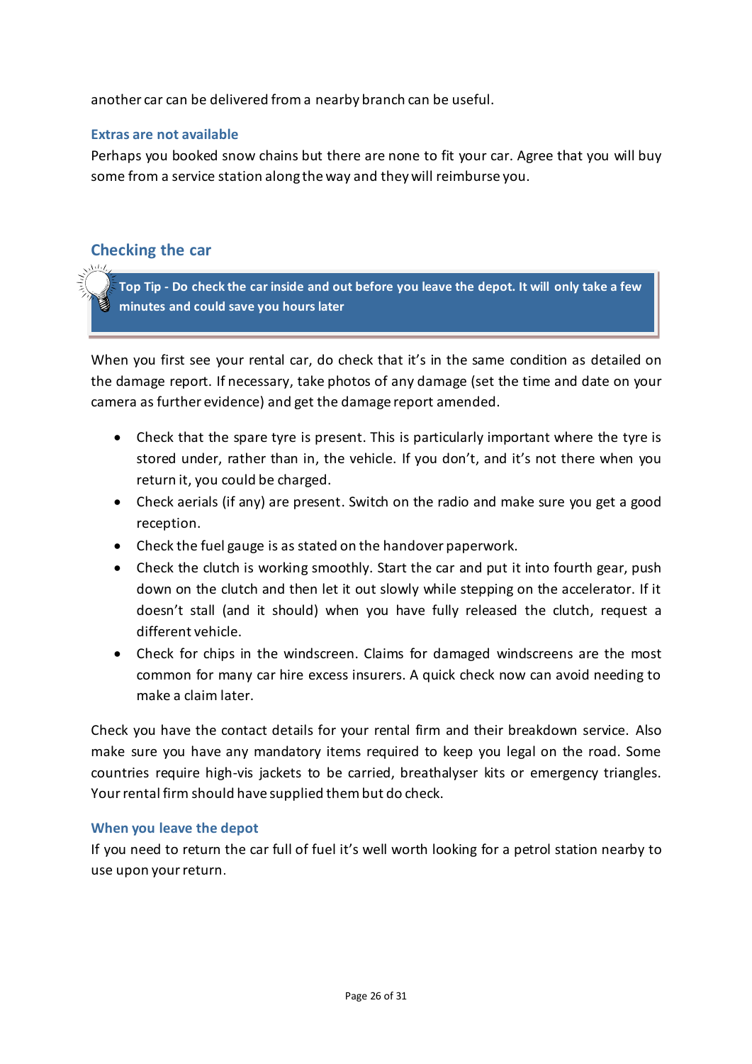another car can be delivered from a nearby branch can be useful.

### Extras are not available

Perhaps you booked snow chains but there are none to fit your car. Agree that you will buy some from a service station along the way and they will reimburse you.

## Checking the car

> **Top Tip - Do check the car inside and out before you leave the depot. It will only take a few minutes and could save you hours later**

When you first see your rental car, do check that it's in the same condition as detailed on the damage report. If necessary, take photos of any damage (set the time and date on your camera as further evidence) and get the damage report amended.

- Check that the spare tyre is present. This is particularly important where the tyre is stored under, rather than in, the vehicle. If you don't, and it's not there when you return it, you could be charged.
- Check aerials (if any) are present. Switch on the radio and make sure you get a good reception.
- Check the fuel gauge is as stated on the handover paperwork.
- Check the clutch is working smoothly. Start the car and put it into fourth gear, push down on the clutch and then let it out slowly while stepping on the accelerator. If it doesn't stall (and it should) when you have fully released the clutch, request a different vehicle.
- Check for chips in the windscreen. Claims for damaged windscreens are the most common for many car hire excess insurers. A quick check now can avoid needing to make a claim later.

Check you have the contact details for your rental firm and their breakdown service. Also make sure you have any mandatory items required to keep you legal on the road. Some countries require high-vis jackets to be carried, breathalyser kits or emergency triangles. Your rental firm should have supplied them but do check.

### When you leave the depot

If you need to return the car full of fuel it's well worth looking for a petrol station nearby to use upon your return.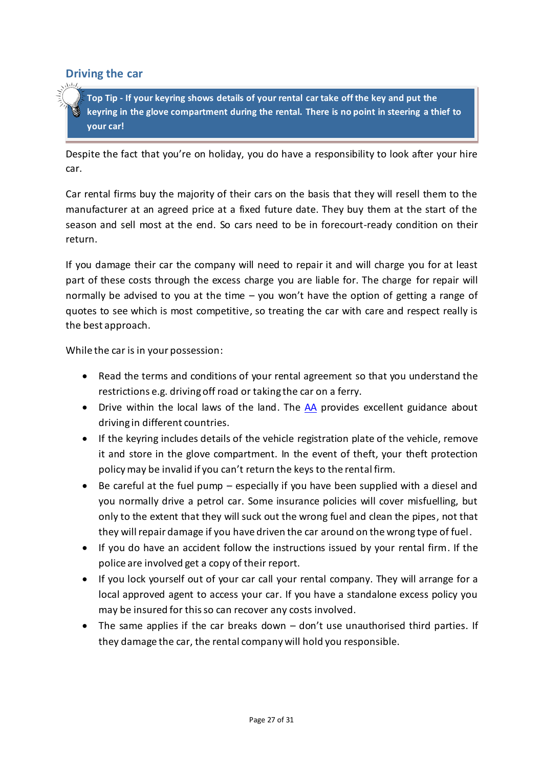## Driving the car

> **Top Tip - If your keyring shows details of your rental car take off the key and put the keyring in the glove compartment during the rental. There is no point in steering a thief to your car!**

Despite the fact that you're on holiday, you do have a responsibility to look after your hire car.

Car rental firms buy the majority of their cars on the basis that they will resell them to the manufacturer at an agreed price at a fixed future date. They buy them at the start of the season and sell most at the end. So cars need to be in forecourt-ready condition on their return.

If you damage their car the company will need to repair it and will charge you for at least part of these costs through the excess charge you are liable for. The charge for repair will normally be advised to you at the time – you won't have the option of getting a range of quotes to see which is most competitive, so treating the car with care and respect really is the best approach.

While the car is in your possession:

- Read the terms and conditions of your rental agreement so that you understand the restrictions e.g. driving off road or taking the car on a ferry.
- Drive within the local laws of the land. The AA provides excellent guidance about driving in different countries.
- If the keyring includes details of the vehicle registration plate of the vehicle, remove it and store in the glove compartment. In the event of theft, your theft protection policy may be invalid if you can't return the keys to the rental firm.
- Be careful at the fuel pump – especially if you have been supplied with a diesel and you normally drive a petrol car. Some insurance policies will cover misfuelling, but only to the extent that they will suck out the wrong fuel and clean the pipes, not that they will repair damage if you have driven the car around on the wrong type of fuel.
- If you do have an accident follow the instructions issued by your rental firm. If the police are involved get a copy of their report.
- If you lock yourself out of your car call your rental company. They will arrange for a local approved agent to access your car. If you have a standalone excess policy you may be insured for this so can recover any costs involved.
- The same applies if the car breaks down – don't use unauthorised third parties. If they damage the car, the rental company will hold you responsible.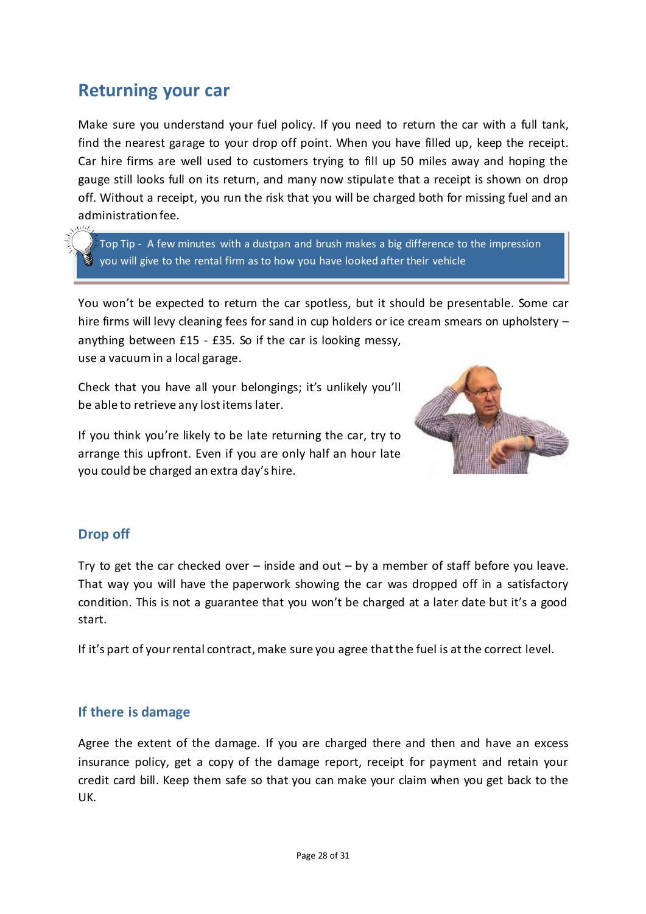## Returning your car

Make sure you understand your fuel policy. If you need to return the car with a full tank, find the nearest garage to your drop off point. When you have filled up, keep the receipt. Car hire firms are well used to customers trying to fill up 50 miles away and hoping the gauge still looks full on its return, and many now stipulate that a receipt is shown on drop off. Without a receipt, you run the risk that you will be charged both for missing fuel and an administration fee.

> Top Tip - A few minutes with a dustpan and brush makes a big difference to the impression you will give to the rental firm as to how you have looked after their vehicle

You won't be expected to return the car spotless, but it should be presentable. Some car hire firms will levy cleaning fees for sand in cup holders or ice cream smears on upholstery – anything between £15 - £35. So if the car is looking messy, use a vacuum in a local garage.

Check that you have all your belongings; it's unlikely you'll be able to retrieve any lost items later.

If you think you're likely to be late returning the car, try to arrange this upfront. Even if you are only half an hour late you could be charged an extra day's hire.

### Drop off

Try to get the car checked over – inside and out – by a member of staff before you leave. That way you will have the paperwork showing the car was dropped off in a satisfactory condition. This is not a guarantee that you won't be charged at a later date but it's a good start.

If it's part of your rental contract, make sure you agree that the fuel is at the correct level.

### If there is damage

Agree the extent of the damage. If you are charged there and then and have an excess insurance policy, get a copy of the damage report, receipt for payment and retain your credit card bill. Keep them safe so that you can make your claim when you get back to the UK.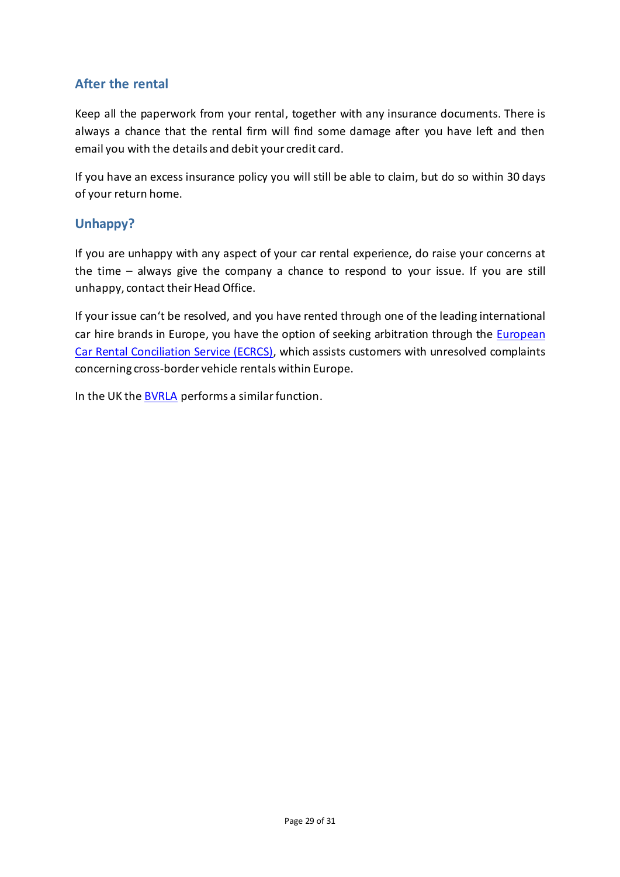## After the rental

Keep all the paperwork from your rental, together with any insurance documents. There is always a chance that the rental firm will find some damage after you have left and then email you with the details and debit your credit card.

If you have an excess insurance policy you will still be able to claim, but do so within 30 days of your return home.

## Unhappy?

If you are unhappy with any aspect of your car rental experience, do raise your concerns at the time – always give the company a chance to respond to your issue. If you are still unhappy, contact their Head Office.

If your issue can't be resolved, and you have rented through one of the leading international car hire brands in Europe, you have the option of seeking arbitration through the European Car Rental Conciliation Service (ECRCS), which assists customers with unresolved complaints concerning cross-border vehicle rentals within Europe.

In the UK the BVRLA performs a similar function.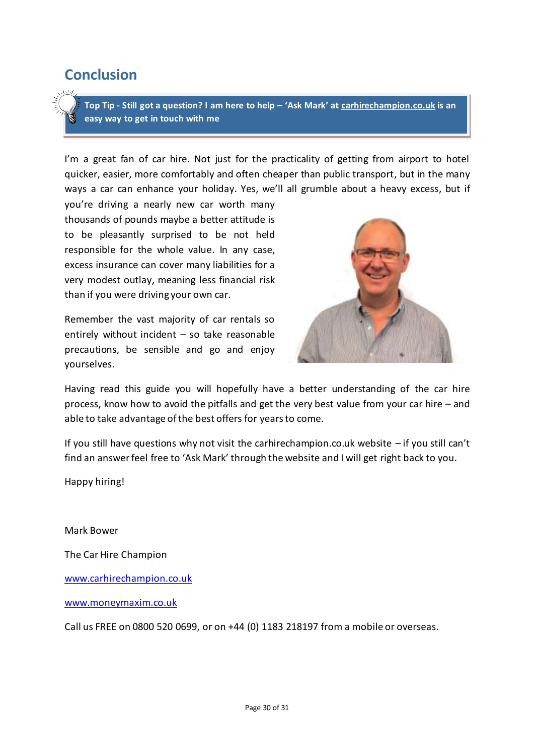## Conclusion

> **Top Tip - Still got a question? I am here to help – 'Ask Mark' at [carhirechampion.co.uk](http://carhirechampion.co.uk) is an easy way to get in touch with me**

I'm a great fan of car hire. Not just for the practicality of getting from airport to hotel quicker, easier, more comfortably and often cheaper than public transport, but in the many ways a car can enhance your holiday. Yes, we'll all grumble about a heavy excess, but if you're driving a nearly new car worth many thousands of pounds maybe a better attitude is to be pleasantly surprised to be not held responsible for the whole value. In any case, excess insurance can cover many liabilities for a very modest outlay, meaning less financial risk than if you were driving your own car.

Remember the vast majority of car rentals so entirely without incident – so take reasonable precautions, be sensible and go and enjoy yourselves.

Having read this guide you will hopefully have a better understanding of the car hire process, know how to avoid the pitfalls and get the very best value from your car hire – and able to take advantage of the best offers for years to come.

If you still have questions why not visit the carhirechampion.co.uk website – if you still can't find an answer feel free to 'Ask Mark' through the website and I will get right back to you.

Happy hiring!

Mark Bower

The Car Hire Champion

[www.carhirechampion.co.uk](http://www.carhirechampion.co.uk)

[www.moneymaxim.co.uk](http://www.moneymaxim.co.uk)

Call us FREE on 0800 520 0699, or on +44 (0) 1183 218197 from a mobile or overseas.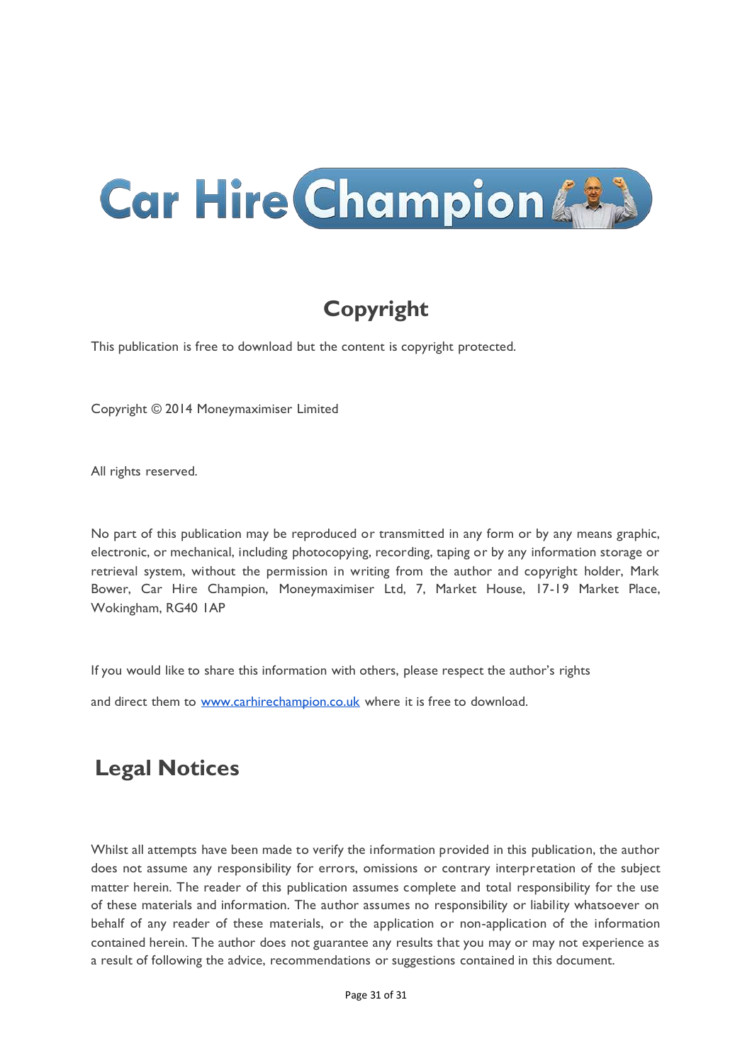# Copyright

This publication is free to download but the content is copyright protected.

Copyright © 2014 Moneymaximiser Limited

All rights reserved.

No part of this publication may be reproduced or transmitted in any form or by any means graphic, electronic, or mechanical, including photocopying, recording, taping or by any information storage or retrieval system, without the permission in writing from the author and copyright holder, Mark Bower, Car Hire Champion, Moneymaximiser Ltd, 7, Market House, 17-19 Market Place, Wokingham, RG40 1AP

If you would like to share this information with others, please respect the author's rights

and direct them to www.carhirechampion.co.uk where it is free to download.

## Legal Notices

Whilst all attempts have been made to verify the information provided in this publication, the author does not assume any responsibility for errors, omissions or contrary interpretation of the subject matter herein. The reader of this publication assumes complete and total responsibility for the use of these materials and information. The author assumes no responsibility or liability whatsoever on behalf of any reader of these materials, or the application or non-application of the information contained herein. The author does not guarantee any results that you may or may not experience as a result of following the advice, recommendations or suggestions contained in this document.